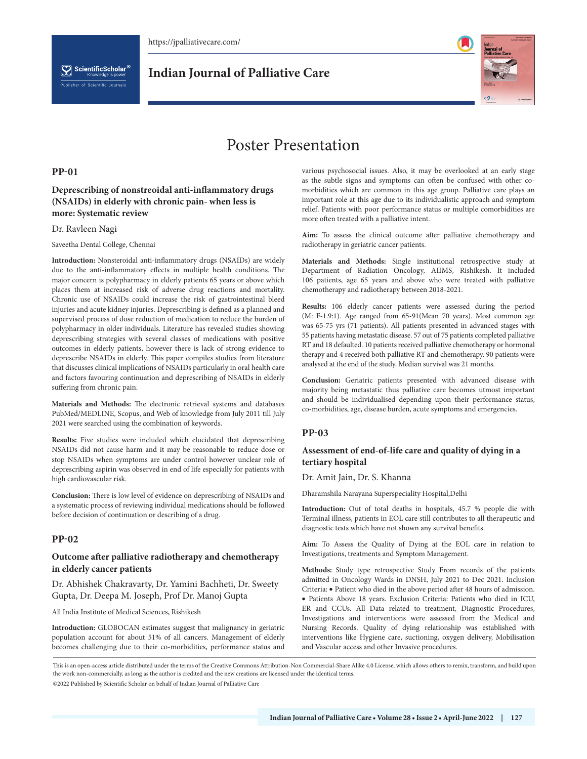# Poster Presentation

## PP-01

### Deprescribing of nonstreoidal anti-inflammatory drugs (NSAIDs) in elderly with chronic pain- when less is more: Systematic review

Dr. Ravleen Nagi

Saveetha Dental College, Chennai

**Introduction:** Nonsteroidal anti-inflammatory drugs (NSAIDs) are widely due to the anti-inflammatory effects in multiple health conditions. The major concern is polypharmacy in elderly patients 65 years or above which places them at increased risk of adverse drug reactions and mortality. Chronic use of NSAIDs could increase the risk of gastrointestinal bleed injuries and acute kidney injuries. Deprescribing is defined as a planned and supervised process of dose reduction of medication to reduce the burden of polypharmacy in older individuals. Literature has revealed studies showing deprescribing strategies with several classes of medications with positive outcomes in elderly patients, however there is lack of strong evidence to deprescribe NSAIDs in elderly. This paper compiles studies from literature that discusses clinical implications of NSAIDs particularly in oral health care and factors favouring continuation and deprescribing of NSAIDs in elderly suffering from chronic pain.

**Materials and Methods:** The electronic retrieval systems and databases PubMed/MEDLINE, Scopus, and Web of knowledge from July 2011 till July 2021 were searched using the combination of keywords.

**Results:** Five studies were included which elucidated that deprescribing NSAIDs did not cause harm and it may be reasonable to reduce dose or stop NSAIDs when symptoms are under control however unclear role of deprescribing aspirin was observed in end of life especially for patients with high cardiovascular risk.

**Conclusion:** There is low level of evidence on deprescribing of NSAIDs and a systematic process of reviewing individual medications should be followed before decision of continuation or describing of a drug.

## PP-02

### Outcome after palliative radiotherapy and chemotherapy in elderly cancer patients

Dr. Abhishek Chakravarty, Dr. Yamini Bachheti, Dr. Sweety Gupta, Dr. Deepa M. Joseph, Prof Dr. Manoj Gupta

All India Institute of Medical Sciences, Rishikesh

**Introduction:** GLOBOCAN estimates suggest that malignancy in geriatric population account for about 51% of all cancers. Management of elderly becomes challenging due to their co-morbidities, performance status and various psychosocial issues. Also, it may be overlooked at an early stage as the subtle signs and symptoms can often be confused with other co-morbidities which are common in this age group. Palliative care plays an important role at this age due to its individualistic approach and symptom relief. Patients with poor performance status or multiple comorbidities are more often treated with a palliative intent.

**Aim:** To assess the clinical outcome after palliative chemotherapy and radiotherapy in geriatric cancer patients.

**Materials and Methods:** Single institutional retrospective study at Department of Radiation Oncology, AIIMS, Rishikesh. It included 106 patients, age 65 years and above who were treated with palliative chemotherapy and radiotherapy between 2018-2021.

**Results:** 106 elderly cancer patients were assessed during the period (M: F-1.9:1). Age ranged from 65-91(Mean 70 years). Most common age was 65-75 yrs (71 patients). All patients presented in advanced stages with 55 patients having metastatic disease. 57 out of 75 patients completed palliative RT and 18 defaulted. 10 patients received palliative chemotherapy or hormonal therapy and 4 received both palliative RT and chemotherapy. 90 patients were analysed at the end of the study. Median survival was 21 months.

**Conclusion:** Geriatric patients presented with advanced disease with majority being metastatic thus palliative care becomes utmost important and should be individualised depending upon their performance status, co-morbidities, age, disease burden, acute symptoms and emergencies.

## PP-03

### Assessment of end-of-life care and quality of dying in a tertiary hospital

Dr. Amit Jain, Dr. S. Khanna

Dharamshila Narayana Superspeciality Hospital,Delhi

**Introduction:** Out of total deaths in hospitals, 45.7 % people die with Terminal illness, patients in EOL care still contributes to all therapeutic and diagnostic tests which have not shown any survival benefits.

**Aim:** To Assess the Quality of Dying at the EOL care in relation to Investigations, treatments and Symptom Management.

**Methods:** Study type retrospective Study From records of the patients admitted in Oncology Wards in DNSH, July 2021 to Dec 2021. Inclusion Criteria: • Patient who died in the above period after 48 hours of admission. • Patients Above 18 years. Exclusion Criteria: Patients who died in ICU, ER and CCUs. All Data related to treatment, Diagnostic Procedures, Investigations and interventions were assessed from the Medical and Nursing Records. Quality of dying relationship was established with interventions like Hygiene care, suctioning, oxygen delivery, Mobilisation and Vascular access and other Invasive procedures.

This is an open-access article distributed under the terms of the Creative Commons Attribution-Non Commercial-Share Alike 4.0 License, which allows others to remix, transform, and build upon the work non-commercially, as long as the author is credited and the new creations are licensed under the identical terms.

©2022 Published by Scientific Scholar on behalf of Indian Journal of Palliative Care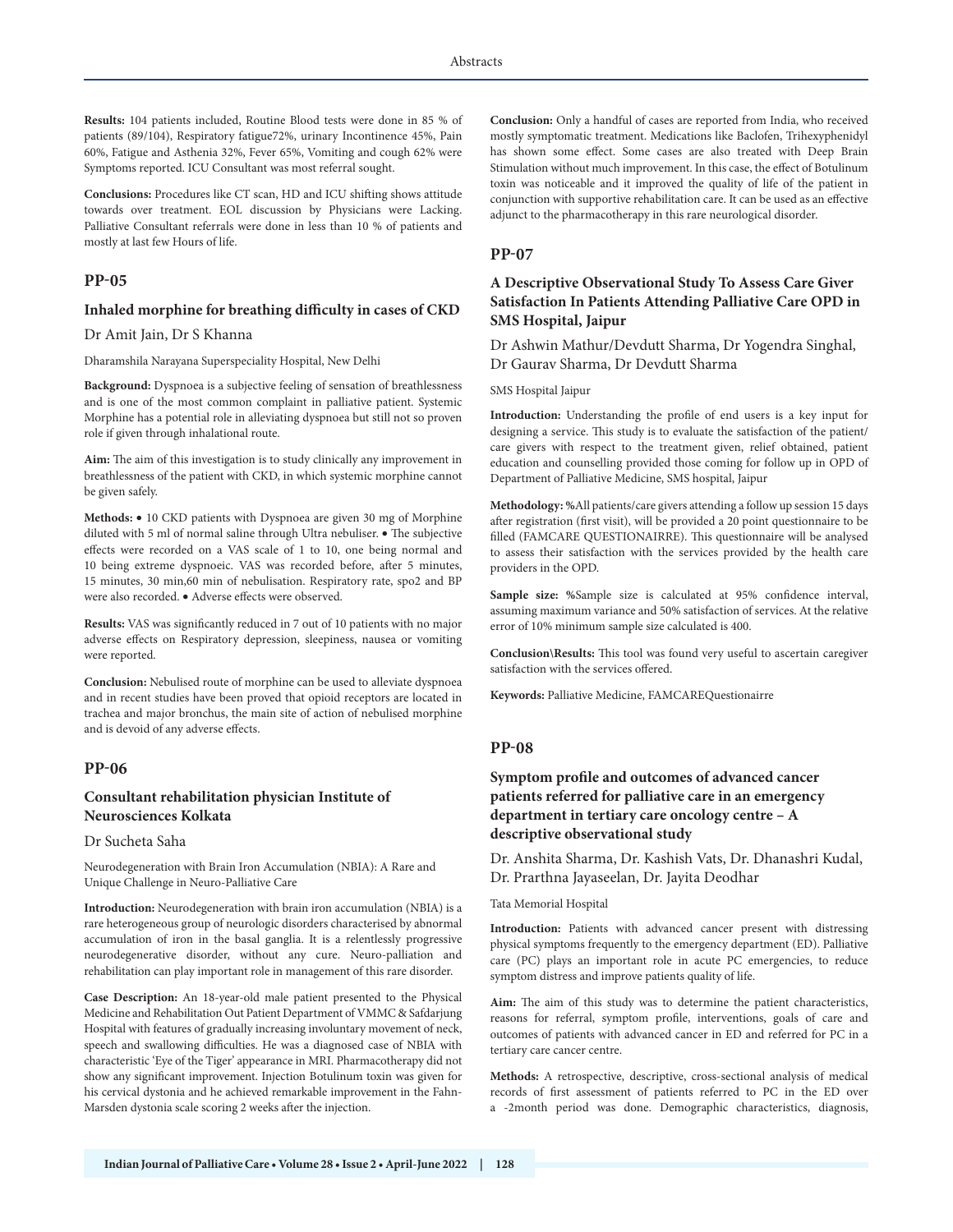**Results:** 104 patients included, Routine Blood tests were done in 85 % of patients (89/104), Respiratory fatigue72%, urinary Incontinence 45%, Pain 60%, Fatigue and Asthenia 32%, Fever 65%, Vomiting and cough 62% were Symptoms reported. ICU Consultant was most referral sought.

**Conclusions:** Procedures like CT scan, HD and ICU shifting shows attitude towards over treatment. EOL discussion by Physicians were Lacking. Palliative Consultant referrals were done in less than 10 % of patients and mostly at last few Hours of life.

## PP-05

### Inhaled morphine for breathing difficulty in cases of CKD

Dr Amit Jain, Dr S Khanna

Dharamshila Narayana Superspeciality Hospital, New Delhi

**Background:** Dyspnoea is a subjective feeling of sensation of breathlessness and is one of the most common complaint in palliative patient. Systemic Morphine has a potential role in alleviating dyspnoea but still not so proven role if given through inhalational route.

**Aim:** The aim of this investigation is to study clinically any improvement in breathlessness of the patient with CKD, in which systemic morphine cannot be given safely.

**Methods:** • 10 CKD patients with Dyspnoea are given 30 mg of Morphine diluted with 5 ml of normal saline through Ultra nebuliser. • The subjective effects were recorded on a VAS scale of 1 to 10, one being normal and 10 being extreme dyspnoeic. VAS was recorded before, after 5 minutes, 15 minutes, 30 min,60 min of nebulisation. Respiratory rate, spo2 and BP were also recorded. • Adverse effects were observed.

**Results:** VAS was significantly reduced in 7 out of 10 patients with no major adverse effects on Respiratory depression, sleepiness, nausea or vomiting were reported.

**Conclusion:** Nebulised route of morphine can be used to alleviate dyspnoea and in recent studies have been proved that opioid receptors are located in trachea and major bronchus, the main site of action of nebulised morphine and is devoid of any adverse effects.

## PP-06

### Consultant rehabilitation physician Institute of Neurosciences Kolkata

Dr Sucheta Saha

Neurodegeneration with Brain Iron Accumulation (NBIA): A Rare and Unique Challenge in Neuro-Palliative Care

**Introduction:** Neurodegeneration with brain iron accumulation (NBIA) is a rare heterogeneous group of neurologic disorders characterised by abnormal accumulation of iron in the basal ganglia. It is a relentlessly progressive neurodegenerative disorder, without any cure. Neuro-palliation and rehabilitation can play important role in management of this rare disorder.

**Case Description:** An 18-year-old male patient presented to the Physical Medicine and Rehabilitation Out Patient Department of VMMC & Safdarjung Hospital with features of gradually increasing involuntary movement of neck, speech and swallowing difficulties. He was a diagnosed case of NBIA with characteristic 'Eye of the Tiger' appearance in MRI. Pharmacotherapy did not show any significant improvement. Injection Botulinum toxin was given for his cervical dystonia and he achieved remarkable improvement in the Fahn-Marsden dystonia scale scoring 2 weeks after the injection.

**Conclusion:** Only a handful of cases are reported from India, who received mostly symptomatic treatment. Medications like Baclofen, Trihexyphenidyl has shown some effect. Some cases are also treated with Deep Brain Stimulation without much improvement. In this case, the effect of Botulinum toxin was noticeable and it improved the quality of life of the patient in conjunction with supportive rehabilitation care. It can be used as an effective adjunct to the pharmacotherapy in this rare neurological disorder.

## PP-07

### A Descriptive Observational Study To Assess Care Giver Satisfaction In Patients Attending Palliative Care OPD in SMS Hospital, Jaipur

Dr Ashwin Mathur/Devdutt Sharma, Dr Yogendra Singhal, Dr Gaurav Sharma, Dr Devdutt Sharma

SMS Hospital Jaipur

**Introduction:** Understanding the profile of end users is a key input for designing a service. This study is to evaluate the satisfaction of the patient/care givers with respect to the treatment given, relief obtained, patient education and counselling provided those coming for follow up in OPD of Department of Palliative Medicine, SMS hospital, Jaipur

**Methodology: %**All patients/care givers attending a follow up session 15 days after registration (first visit), will be provided a 20 point questionnaire to be filled (FAMCARE QUESTIONAIRRE). This questionnaire will be analysed to assess their satisfaction with the services provided by the health care providers in the OPD.

**Sample size: %**Sample size is calculated at 95% confidence interval, assuming maximum variance and 50% satisfaction of services. At the relative error of 10% minimum sample size calculated is 400.

**Conclusion\Results:** This tool was found very useful to ascertain caregiver satisfaction with the services offered.

**Keywords:** Palliative Medicine, FAMCAREQuestionairre

## PP-08

### Symptom profile and outcomes of advanced cancer patients referred for palliative care in an emergency department in tertiary care oncology centre – A descriptive observational study

Dr. Anshita Sharma, Dr. Kashish Vats, Dr. Dhanashri Kudal, Dr. Prarthna Jayaseelan, Dr. Jayita Deodhar

Tata Memorial Hospital

**Introduction:** Patients with advanced cancer present with distressing physical symptoms frequently to the emergency department (ED). Palliative care (PC) plays an important role in acute PC emergencies, to reduce symptom distress and improve patients quality of life.

**Aim:** The aim of this study was to determine the patient characteristics, reasons for referral, symptom profile, interventions, goals of care and outcomes of patients with advanced cancer in ED and referred for PC in a tertiary care cancer centre.

**Methods:** A retrospective, descriptive, cross-sectional analysis of medical records of first assessment of patients referred to PC in the ED over a -2month period was done. Demographic characteristics, diagnosis,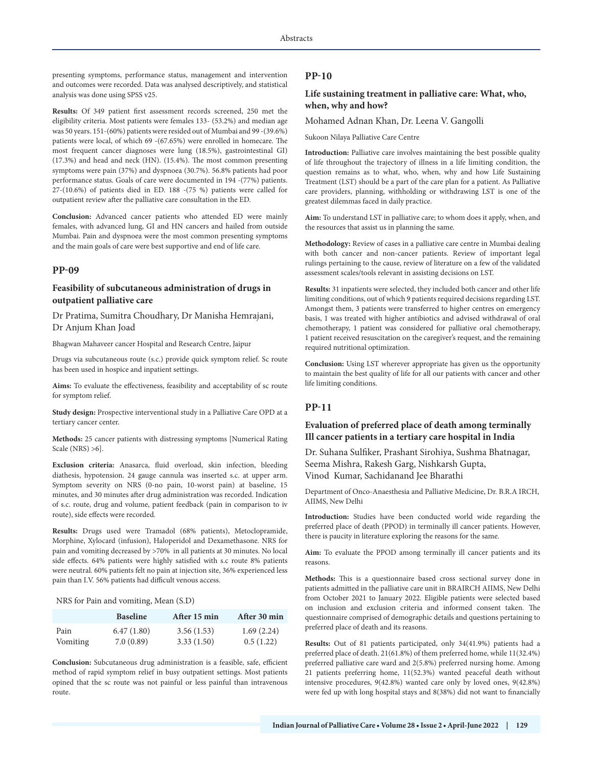presenting symptoms, performance status, management and intervention and outcomes were recorded. Data was analysed descriptively, and statistical analysis was done using SPSS v25.

**Results:** Of 349 patient first assessment records screened, 250 met the eligibility criteria. Most patients were females 133- (53.2%) and median age was 50 years. 151-(60%) patients were resided out of Mumbai and 99 -(39.6%) patients were local, of which 69 -(67.65%) were enrolled in homecare. The most frequent cancer diagnoses were lung (18.5%), gastrointestinal GI) (17.3%) and head and neck (HN). (15.4%). The most common presenting symptoms were pain (37%) and dyspnoea (30.7%). 56.8% patients had poor performance status. Goals of care were documented in 194 -(77%) patients. 27-(10.6%) of patients died in ED. 188 -(75 %) patients were called for outpatient review after the palliative care consultation in the ED.

**Conclusion:** Advanced cancer patients who attended ED were mainly females, with advanced lung, GI and HN cancers and hailed from outside Mumbai. Pain and dyspnoea were the most common presenting symptoms and the main goals of care were best supportive and end of life care.

## PP-09

### Feasibility of subcutaneous administration of drugs in outpatient palliative care

Dr Pratima, Sumitra Choudhary, Dr Manisha Hemrajani, Dr Anjum Khan Joad

Bhagwan Mahaveer cancer Hospital and Research Centre, Jaipur

Drugs via subcutaneous route (s.c.) provide quick symptom relief. Sc route has been used in hospice and inpatient settings.

**Aims:** To evaluate the effectiveness, feasibility and acceptability of sc route for symptom relief.

**Study design:** Prospective interventional study in a Palliative Care OPD at a tertiary cancer center.

**Methods:** 25 cancer patients with distressing symptoms [Numerical Rating Scale (NRS) >6].

**Exclusion criteria:** Anasarca, fluid overload, skin infection, bleeding diathesis, hypotension. 24 gauge cannula was inserted s.c. at upper arm. Symptom severity on NRS (0-no pain, 10-worst pain) at baseline, 15 minutes, and 30 minutes after drug administration was recorded. Indication of s.c. route, drug and volume, patient feedback (pain in comparison to iv route), side effects were recorded.

**Results:** Drugs used were Tramadol (68% patients), Metoclopramide, Morphine, Xylocard (infusion), Haloperidol and Dexamethasone. NRS for pain and vomiting decreased by >70% in all patients at 30 minutes. No local side effects. 64% patients were highly satisfied with s.c route 8% patients were neutral. 60% patients felt no pain at injection site, 36% experienced less pain than I.V. 56% patients had difficult venous access.

NRS for Pain and vomiting, Mean (S.D)

| | Baseline | After 15 min | After 30 min |
|---|---|---|---|
| Pain | 6.47 (1.80) | 3.56 (1.53) | 1.69 (2.24) |
| Vomiting | 7.0 (0.89) | 3.33 (1.50) | 0.5 (1.22) |

**Conclusion:** Subcutaneous drug administration is a feasible, safe, efficient method of rapid symptom relief in busy outpatient settings. Most patients opined that the sc route was not painful or less painful than intravenous route.

## PP-10

### Life sustaining treatment in palliative care: What, who, when, why and how?

Mohamed Adnan Khan, Dr. Leena V. Gangolli

Sukoon Nilaya Palliative Care Centre

**Introduction:** Palliative care involves maintaining the best possible quality of life throughout the trajectory of illness in a life limiting condition, the question remains as to what, who, when, why and how Life Sustaining Treatment (LST) should be a part of the care plan for a patient. As Palliative care providers, planning, withholding or withdrawing LST is one of the greatest dilemmas faced in daily practice.

**Aim:** To understand LST in palliative care; to whom does it apply, when, and the resources that assist us in planning the same.

**Methodology:** Review of cases in a palliative care centre in Mumbai dealing with both cancer and non-cancer patients. Review of important legal rulings pertaining to the cause, review of literature on a few of the validated assessment scales/tools relevant in assisting decisions on LST.

**Results:** 31 inpatients were selected, they included both cancer and other life limiting conditions, out of which 9 patients required decisions regarding LST. Amongst them, 3 patients were transferred to higher centres on emergency basis, 1 was treated with higher antibiotics and advised withdrawal of oral chemotherapy, 1 patient was considered for palliative oral chemotherapy, 1 patient received resuscitation on the caregiver's request, and the remaining required nutritional optimization.

**Conclusion:** Using LST wherever appropriate has given us the opportunity to maintain the best quality of life for all our patients with cancer and other life limiting conditions.

## PP-11

### Evaluation of preferred place of death among terminally Ill cancer patients in a tertiary care hospital in India

Dr. Suhana Sulfiker, Prashant Sirohiya, Sushma Bhatnagar, Seema Mishra, Rakesh Garg, Nishkarsh Gupta, Vinod Kumar, Sachidanand Jee Bharathi

Department of Onco-Anaesthesia and Palliative Medicine, Dr. B.R.A IRCH, AIIMS, New Delhi

**Introduction:** Studies have been conducted world wide regarding the preferred place of death (PPOD) in terminally ill cancer patients. However, there is paucity in literature exploring the reasons for the same.

**Aim:** To evaluate the PPOD among terminally ill cancer patients and its reasons.

**Methods:** This is a questionnaire based cross sectional survey done in patients admitted in the palliative care unit in BRAIRCH AIIMS, New Delhi from October 2021 to January 2022. Eligible patients were selected based on inclusion and exclusion criteria and informed consent taken. The questionnaire comprised of demographic details and questions pertaining to preferred place of death and its reasons.

**Results:** Out of 81 patients participated, only 34(41.9%) patients had a preferred place of death. 21(61.8%) of them preferred home, while 11(32.4%) preferred palliative care ward and 2(5.8%) preferred nursing home. Among 21 patients preferring home, 11(52.3%) wanted peaceful death without intensive procedures, 9(42.8%) wanted care only by loved ones, 9(42.8%) were fed up with long hospital stays and 8(38%) did not want to financially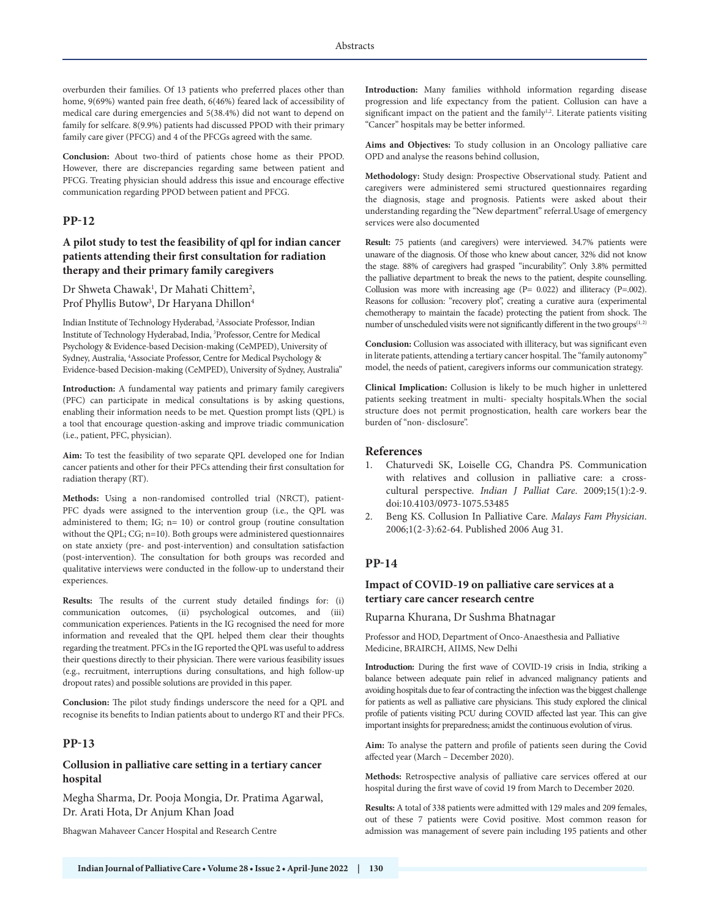overburden their families. Of 13 patients who preferred places other than home, 9(69%) wanted pain free death, 6(46%) feared lack of accessibility of medical care during emergencies and 5(38.4%) did not want to depend on family for selfcare. 8(9.9%) patients had discussed PPOD with their primary family care giver (PFCG) and 4 of the PFCGs agreed with the same.

**Conclusion:** About two-third of patients chose home as their PPOD. However, there are discrepancies regarding same between patient and PFCG. Treating physician should address this issue and encourage effective communication regarding PPOD between patient and PFCG.

## PP-12

### A pilot study to test the feasibility of qpl for indian cancer patients attending their first consultation for radiation therapy and their primary family caregivers

Dr Shweta Chawak[1], Dr Mahati Chittem[2], Prof Phyllis Butow[3], Dr Haryana Dhillon[4]

Indian Institute of Technology Hyderabad, [2]Associate Professor, Indian Institute of Technology Hyderabad, India, [3]Professor, Centre for Medical Psychology & Evidence-based Decision-making (CeMPED), University of Sydney, Australia, [4]Associate Professor, Centre for Medical Psychology & Evidence-based Decision-making (CeMPED), University of Sydney, Australia"

**Introduction:** A fundamental way patients and primary family caregivers (PFC) can participate in medical consultations is by asking questions, enabling their information needs to be met. Question prompt lists (QPL) is a tool that encourage question-asking and improve triadic communication (i.e., patient, PFC, physician).

**Aim:** To test the feasibility of two separate QPL developed one for Indian cancer patients and other for their PFCs attending their first consultation for radiation therapy (RT).

**Methods:** Using a non-randomised controlled trial (NRCT), patient-PFC dyads were assigned to the intervention group (i.e., the QPL was administered to them; IG; n= 10) or control group (routine consultation without the QPL; CG; n=10). Both groups were administered questionnaires on state anxiety (pre- and post-intervention) and consultation satisfaction (post-intervention). The consultation for both groups was recorded and qualitative interviews were conducted in the follow-up to understand their experiences.

**Results:** The results of the current study detailed findings for: (i) communication outcomes, (ii) psychological outcomes, and (iii) communication experiences. Patients in the IG recognised the need for more information and revealed that the QPL helped them clear their thoughts regarding the treatment. PFCs in the IG reported the QPL was useful to address their questions directly to their physician. There were various feasibility issues (e.g., recruitment, interruptions during consultations, and high follow-up dropout rates) and possible solutions are provided in this paper.

**Conclusion:** The pilot study findings underscore the need for a QPL and recognise its benefits to Indian patients about to undergo RT and their PFCs.

## PP-13

### Collusion in palliative care setting in a tertiary cancer hospital

Megha Sharma, Dr. Pooja Mongia, Dr. Pratima Agarwal, Dr. Arati Hota, Dr Anjum Khan Joad

Bhagwan Mahaveer Cancer Hospital and Research Centre

**Introduction:** Many families withhold information regarding disease progression and life expectancy from the patient. Collusion can have a significant impact on the patient and the family[1,2]. Literate patients visiting "Cancer" hospitals may be better informed.

**Aims and Objectives:** To study collusion in an Oncology palliative care OPD and analyse the reasons behind collusion,

**Methodology:** Study design: Prospective Observational study. Patient and caregivers were administered semi structured questionnaires regarding the diagnosis, stage and prognosis. Patients were asked about their understanding regarding the "New department" referral.Usage of emergency services were also documented

**Result:** 75 patients (and caregivers) were interviewed. 34.7% patients were unaware of the diagnosis. Of those who knew about cancer, 32% did not know the stage. 88% of caregivers had grasped "incurability". Only 3.8% permitted the palliative department to break the news to the patient, despite counselling. Collusion was more with increasing age (P= 0.022) and illiteracy (P=.002). Reasons for collusion: "recovery plot", creating a curative aura (experimental chemotherapy to maintain the facade) protecting the patient from shock. The number of unscheduled visits were not significantly different in the two groups[1, 2]

**Conclusion:** Collusion was associated with illiteracy, but was significant even in literate patients, attending a tertiary cancer hospital. The "family autonomy" model, the needs of patient, caregivers informs our communication strategy.

**Clinical Implication:** Collusion is likely to be much higher in unlettered patients seeking treatment in multi- specialty hospitals.When the social structure does not permit prognostication, health care workers bear the burden of "non- disclosure".

### References

1. Chaturvedi SK, Loiselle CG, Chandra PS. Communication with relatives and collusion in palliative care: a cross-cultural perspective. *Indian J Palliat Care*. 2009;15(1):2-9. doi:10.4103/0973-1075.53485
2. Beng KS. Collusion In Palliative Care. *Malays Fam Physician*. 2006;1(2-3):62-64. Published 2006 Aug 31.

## PP-14

### Impact of COVID-19 on palliative care services at a tertiary care cancer research centre

Ruparna Khurana, Dr Sushma Bhatnagar

Professor and HOD, Department of Onco-Anaesthesia and Palliative Medicine, BRAIRCH, AIIMS, New Delhi

**Introduction:** During the first wave of COVID-19 crisis in India, striking a balance between adequate pain relief in advanced malignancy patients and avoiding hospitals due to fear of contracting the infection was the biggest challenge for patients as well as palliative care physicians. This study explored the clinical profile of patients visiting PCU during COVID affected last year. This can give important insights for preparedness; amidst the continuous evolution of virus.

**Aim:** To analyse the pattern and profile of patients seen during the Covid affected year (March – December 2020).

**Methods:** Retrospective analysis of palliative care services offered at our hospital during the first wave of covid 19 from March to December 2020.

**Results:** A total of 338 patients were admitted with 129 males and 209 females, out of these 7 patients were Covid positive. Most common reason for admission was management of severe pain including 195 patients and other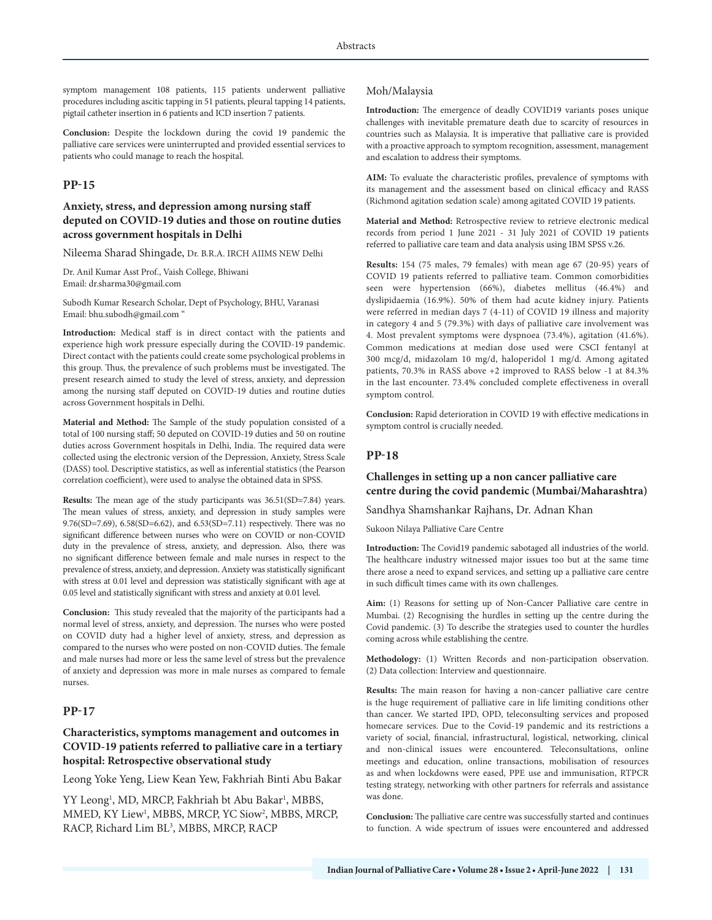symptom management 108 patients, 115 patients underwent palliative procedures including ascitic tapping in 51 patients, pleural tapping 14 patients, pigtail catheter insertion in 6 patients and ICD insertion 7 patients.

**Conclusion:** Despite the lockdown during the covid 19 pandemic the palliative care services were uninterrupted and provided essential services to patients who could manage to reach the hospital.

## PP-15

### Anxiety, stress, and depression among nursing staff deputed on COVID-19 duties and those on routine duties across government hospitals in Delhi

Nileema Sharad Shingade, Dr. B.R.A. IRCH AIIMS NEW Delhi

Dr. Anil Kumar Asst Prof., Vaish College, Bhiwani
Email: dr.sharma30@gmail.com

Subodh Kumar Research Scholar, Dept of Psychology, BHU, Varanasi
Email: bhu.subodh@gmail.com "

**Introduction:** Medical staff is in direct contact with the patients and experience high work pressure especially during the COVID-19 pandemic. Direct contact with the patients could create some psychological problems in this group. Thus, the prevalence of such problems must be investigated. The present research aimed to study the level of stress, anxiety, and depression among the nursing staff deputed on COVID-19 duties and routine duties across Government hospitals in Delhi.

**Material and Method:** The Sample of the study population consisted of a total of 100 nursing staff; 50 deputed on COVID-19 duties and 50 on routine duties across Government hospitals in Delhi, India. The required data were collected using the electronic version of the Depression, Anxiety, Stress Scale (DASS) tool. Descriptive statistics, as well as inferential statistics (the Pearson correlation coefficient), were used to analyse the obtained data in SPSS.

**Results:** The mean age of the study participants was 36.51(SD=7.84) years. The mean values of stress, anxiety, and depression in study samples were 9.76(SD=7.69), 6.58(SD=6.62), and 6.53(SD=7.11) respectively. There was no significant difference between nurses who were on COVID or non-COVID duty in the prevalence of stress, anxiety, and depression. Also, there was no significant difference between female and male nurses in respect to the prevalence of stress, anxiety, and depression. Anxiety was statistically significant with stress at 0.01 level and depression was statistically significant with age at 0.05 level and statistically significant with stress and anxiety at 0.01 level.

**Conclusion:** This study revealed that the majority of the participants had a normal level of stress, anxiety, and depression. The nurses who were posted on COVID duty had a higher level of anxiety, stress, and depression as compared to the nurses who were posted on non-COVID duties. The female and male nurses had more or less the same level of stress but the prevalence of anxiety and depression was more in male nurses as compared to female nurses.

## PP-17

### Characteristics, symptoms management and outcomes in COVID-19 patients referred to palliative care in a tertiary hospital: Retrospective observational study

Leong Yoke Yeng, Liew Kean Yew, Fakhriah Binti Abu Bakar

YY Leong[1], MD, MRCP, Fakhriah bt Abu Bakar[1], MBBS, MMED, KY Liew[1], MBBS, MRCP, YC Siow[2], MBBS, MRCP, RACP, Richard Lim BL[3], MBBS, MRCP, RACP

Moh/Malaysia

**Introduction:** The emergence of deadly COVID19 variants poses unique challenges with inevitable premature death due to scarcity of resources in countries such as Malaysia. It is imperative that palliative care is provided with a proactive approach to symptom recognition, assessment, management and escalation to address their symptoms.

**AIM:** To evaluate the characteristic profiles, prevalence of symptoms with its management and the assessment based on clinical efficacy and RASS (Richmond agitation sedation scale) among agitated COVID 19 patients.

**Material and Method:** Retrospective review to retrieve electronic medical records from period 1 June 2021 - 31 July 2021 of COVID 19 patients referred to palliative care team and data analysis using IBM SPSS v.26.

**Results:** 154 (75 males, 79 females) with mean age 67 (20-95) years of COVID 19 patients referred to palliative team. Common comorbidities seen were hypertension (66%), diabetes mellitus (46.4%) and dyslipidaemia (16.9%). 50% of them had acute kidney injury. Patients were referred in median days 7 (4-11) of COVID 19 illness and majority in category 4 and 5 (79.3%) with days of palliative care involvement was 4. Most prevalent symptoms were dyspnoea (73.4%), agitation (41.6%). Common medications at median dose used were CSCI fentanyl at 300 mcg/d, midazolam 10 mg/d, haloperidol 1 mg/d. Among agitated patients, 70.3% in RASS above +2 improved to RASS below -1 at 84.3% in the last encounter. 73.4% concluded complete effectiveness in overall symptom control.

**Conclusion:** Rapid deterioration in COVID 19 with effective medications in symptom control is crucially needed.

## PP-18

### Challenges in setting up a non cancer palliative care centre during the covid pandemic (Mumbai/Maharashtra)

Sandhya Shamshankar Rajhans, Dr. Adnan Khan

Sukoon Nilaya Palliative Care Centre

**Introduction:** The Covid19 pandemic sabotaged all industries of the world. The healthcare industry witnessed major issues too but at the same time there arose a need to expand services, and setting up a palliative care centre in such difficult times came with its own challenges.

**Aim:** (1) Reasons for setting up of Non-Cancer Palliative care centre in Mumbai. (2) Recognising the hurdles in setting up the centre during the Covid pandemic. (3) To describe the strategies used to counter the hurdles coming across while establishing the centre.

**Methodology:** (1) Written Records and non-participation observation. (2) Data collection: Interview and questionnaire.

**Results:** The main reason for having a non-cancer palliative care centre is the huge requirement of palliative care in life limiting conditions other than cancer. We started IPD, OPD, teleconsulting services and proposed homecare services. Due to the Covid-19 pandemic and its restrictions a variety of social, financial, infrastructural, logistical, networking, clinical and non-clinical issues were encountered. Teleconsultations, online meetings and education, online transactions, mobilisation of resources as and when lockdowns were eased, PPE use and immunisation, RTPCR testing strategy, networking with other partners for referrals and assistance was done.

**Conclusion:** The palliative care centre was successfully started and continues to function. A wide spectrum of issues were encountered and addressed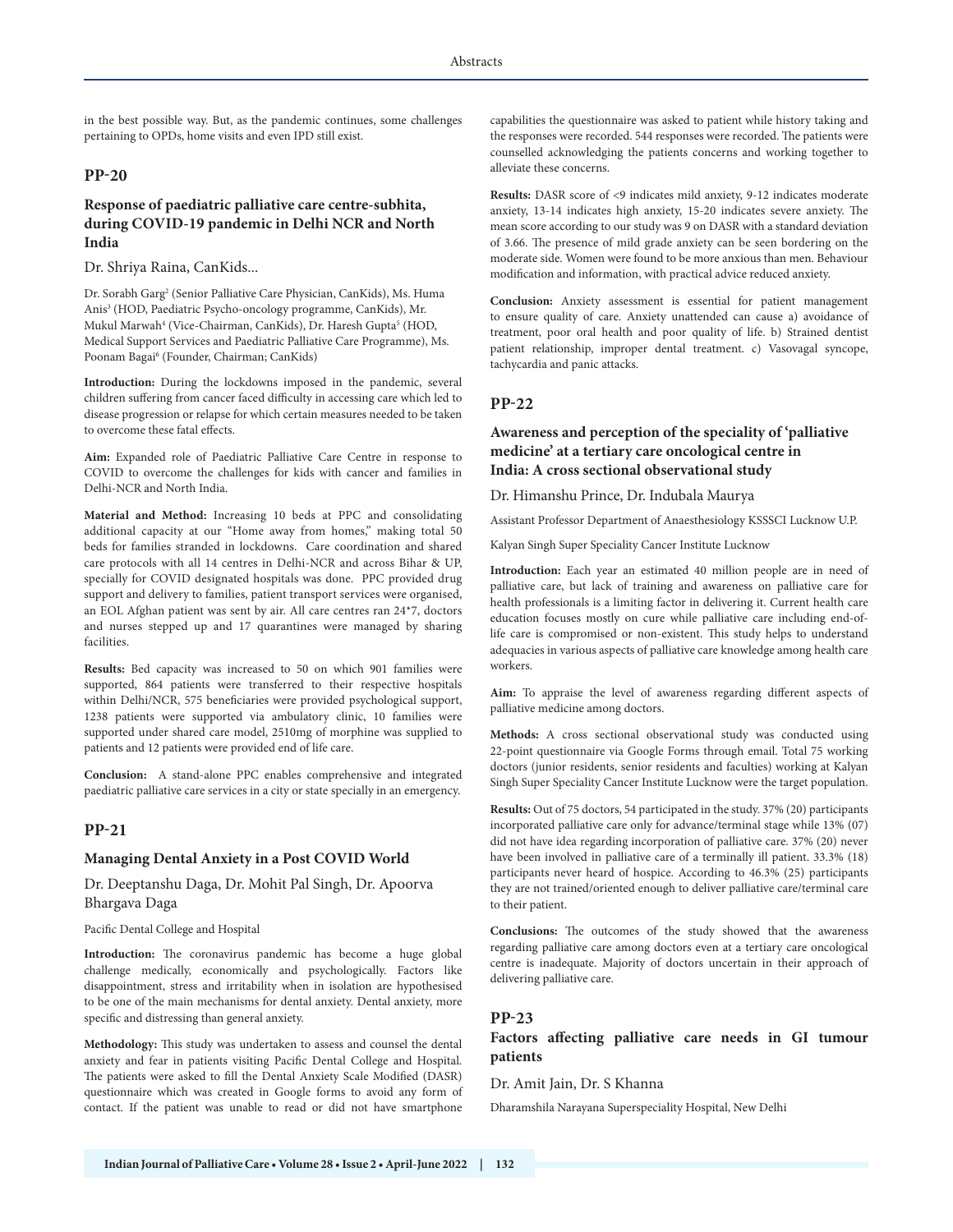in the best possible way. But, as the pandemic continues, some challenges pertaining to OPDs, home visits and even IPD still exist.

## PP-20

### Response of paediatric palliative care centre-subhita, during COVID-19 pandemic in Delhi NCR and North India

Dr. Shriya Raina, CanKids...

Dr. Sorabh Garg[2] (Senior Palliative Care Physician, CanKids), Ms. Huma Anis[3] (HOD, Paediatric Psycho-oncology programme, CanKids), Mr. Mukul Marwah[4] (Vice-Chairman, CanKids), Dr. Haresh Gupta[5] (HOD, Medical Support Services and Paediatric Palliative Care Programme), Ms. Poonam Bagai[6] (Founder, Chairman; CanKids)

**Introduction:** During the lockdowns imposed in the pandemic, several children suffering from cancer faced difficulty in accessing care which led to disease progression or relapse for which certain measures needed to be taken to overcome these fatal effects.

**Aim:** Expanded role of Paediatric Palliative Care Centre in response to COVID to overcome the challenges for kids with cancer and families in Delhi-NCR and North India.

**Material and Method:** Increasing 10 beds at PPC and consolidating additional capacity at our "Home away from homes," making total 50 beds for families stranded in lockdowns. Care coordination and shared care protocols with all 14 centres in Delhi-NCR and across Bihar & UP, specially for COVID designated hospitals was done. PPC provided drug support and delivery to families, patient transport services were organised, an EOL Afghan patient was sent by air. All care centres ran 24*7, doctors and nurses stepped up and 17 quarantines were managed by sharing facilities.

**Results:** Bed capacity was increased to 50 on which 901 families were supported, 864 patients were transferred to their respective hospitals within Delhi/NCR, 575 beneficiaries were provided psychological support, 1238 patients were supported via ambulatory clinic, 10 families were supported under shared care model, 2510mg of morphine was supplied to patients and 12 patients were provided end of life care.

**Conclusion:** A stand-alone PPC enables comprehensive and integrated paediatric palliative care services in a city or state specially in an emergency.

## PP-21

### Managing Dental Anxiety in a Post COVID World

Dr. Deeptanshu Daga, Dr. Mohit Pal Singh, Dr. Apoorva Bhargava Daga

Pacific Dental College and Hospital

**Introduction:** The coronavirus pandemic has become a huge global challenge medically, economically and psychologically. Factors like disappointment, stress and irritability when in isolation are hypothesised to be one of the main mechanisms for dental anxiety. Dental anxiety, more specific and distressing than general anxiety.

**Methodology:** This study was undertaken to assess and counsel the dental anxiety and fear in patients visiting Pacific Dental College and Hospital. The patients were asked to fill the Dental Anxiety Scale Modified (DASR) questionnaire which was created in Google forms to avoid any form of contact. If the patient was unable to read or did not have smartphone capabilities the questionnaire was asked to patient while history taking and the responses were recorded. 544 responses were recorded. The patients were counselled acknowledging the patients concerns and working together to alleviate these concerns.

**Results:** DASR score of <9 indicates mild anxiety, 9-12 indicates moderate anxiety, 13-14 indicates high anxiety, 15-20 indicates severe anxiety. The mean score according to our study was 9 on DASR with a standard deviation of 3.66. The presence of mild grade anxiety can be seen bordering on the moderate side. Women were found to be more anxious than men. Behaviour modification and information, with practical advice reduced anxiety.

**Conclusion:** Anxiety assessment is essential for patient management to ensure quality of care. Anxiety unattended can cause a) avoidance of treatment, poor oral health and poor quality of life. b) Strained dentist patient relationship, improper dental treatment. c) Vasovagal syncope, tachycardia and panic attacks.

## PP-22

### Awareness and perception of the speciality of 'palliative medicine' at a tertiary care oncological centre in India: A cross sectional observational study

Dr. Himanshu Prince, Dr. Indubala Maurya

Assistant Professor Department of Anaesthesiology KSSSCI Lucknow U.P.

Kalyan Singh Super Speciality Cancer Institute Lucknow

**Introduction:** Each year an estimated 40 million people are in need of palliative care, but lack of training and awareness on palliative care for health professionals is a limiting factor in delivering it. Current health care education focuses mostly on cure while palliative care including end-of-life care is compromised or non-existent. This study helps to understand adequacies in various aspects of palliative care knowledge among health care workers.

**Aim:** To appraise the level of awareness regarding different aspects of palliative medicine among doctors.

**Methods:** A cross sectional observational study was conducted using 22-point questionnaire via Google Forms through email. Total 75 working doctors (junior residents, senior residents and faculties) working at Kalyan Singh Super Speciality Cancer Institute Lucknow were the target population.

**Results:** Out of 75 doctors, 54 participated in the study. 37% (20) participants incorporated palliative care only for advance/terminal stage while 13% (07) did not have idea regarding incorporation of palliative care. 37% (20) never have been involved in palliative care of a terminally ill patient. 33.3% (18) participants never heard of hospice. According to 46.3% (25) participants they are not trained/oriented enough to deliver palliative care/terminal care to their patient.

**Conclusions:** The outcomes of the study showed that the awareness regarding palliative care among doctors even at a tertiary care oncological centre is inadequate. Majority of doctors uncertain in their approach of delivering palliative care.

## PP-23

### Factors affecting palliative care needs in GI tumour patients

Dr. Amit Jain, Dr. S Khanna

Dharamshila Narayana Superspeciality Hospital, New Delhi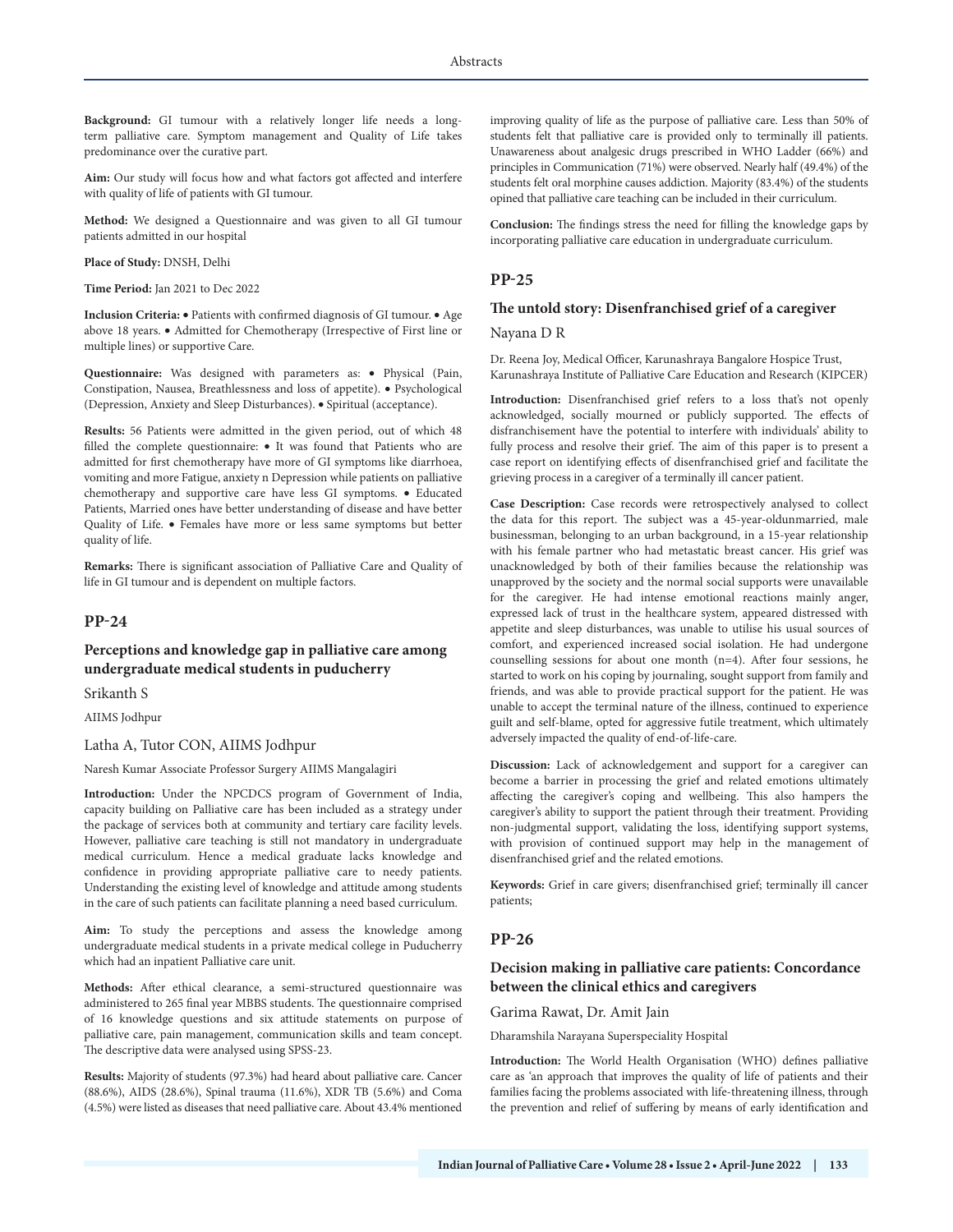**Background:** GI tumour with a relatively longer life needs a long-term palliative care. Symptom management and Quality of Life takes predominance over the curative part.

**Aim:** Our study will focus how and what factors got affected and interfere with quality of life of patients with GI tumour.

**Method:** We designed a Questionnaire and was given to all GI tumour patients admitted in our hospital

**Place of Study:** DNSH, Delhi

**Time Period:** Jan 2021 to Dec 2022

**Inclusion Criteria:** • Patients with confirmed diagnosis of GI tumour. • Age above 18 years. • Admitted for Chemotherapy (Irrespective of First line or multiple lines) or supportive Care.

**Questionnaire:** Was designed with parameters as: • Physical (Pain, Constipation, Nausea, Breathlessness and loss of appetite). • Psychological (Depression, Anxiety and Sleep Disturbances). • Spiritual (acceptance).

**Results:** 56 Patients were admitted in the given period, out of which 48 filled the complete questionnaire: • It was found that Patients who are admitted for first chemotherapy have more of GI symptoms like diarrhoea, vomiting and more Fatigue, anxiety n Depression while patients on palliative chemotherapy and supportive care have less GI symptoms. • Educated Patients, Married ones have better understanding of disease and have better Quality of Life. • Females have more or less same symptoms but better quality of life.

**Remarks:** There is significant association of Palliative Care and Quality of life in GI tumour and is dependent on multiple factors.

## PP-24

### Perceptions and knowledge gap in palliative care among undergraduate medical students in puducherry

Srikanth S

AIIMS Jodhpur

Latha A, Tutor CON, AIIMS Jodhpur

Naresh Kumar Associate Professor Surgery AIIMS Mangalagiri

**Introduction:** Under the NPCDCS program of Government of India, capacity building on Palliative care has been included as a strategy under the package of services both at community and tertiary care facility levels. However, palliative care teaching is still not mandatory in undergraduate medical curriculum. Hence a medical graduate lacks knowledge and confidence in providing appropriate palliative care to needy patients. Understanding the existing level of knowledge and attitude among students in the care of such patients can facilitate planning a need based curriculum.

**Aim:** To study the perceptions and assess the knowledge among undergraduate medical students in a private medical college in Puducherry which had an inpatient Palliative care unit.

**Methods:** After ethical clearance, a semi-structured questionnaire was administered to 265 final year MBBS students. The questionnaire comprised of 16 knowledge questions and six attitude statements on purpose of palliative care, pain management, communication skills and team concept. The descriptive data were analysed using SPSS-23.

**Results:** Majority of students (97.3%) had heard about palliative care. Cancer (88.6%), AIDS (28.6%), Spinal trauma (11.6%), XDR TB (5.6%) and Coma (4.5%) were listed as diseases that need palliative care. About 43.4% mentioned improving quality of life as the purpose of palliative care. Less than 50% of students felt that palliative care is provided only to terminally ill patients. Unawareness about analgesic drugs prescribed in WHO Ladder (66%) and principles in Communication (71%) were observed. Nearly half (49.4%) of the students felt oral morphine causes addiction. Majority (83.4%) of the students opined that palliative care teaching can be included in their curriculum.

**Conclusion:** The findings stress the need for filling the knowledge gaps by incorporating palliative care education in undergraduate curriculum.

## PP-25

### The untold story: Disenfranchised grief of a caregiver

Nayana D R

Dr. Reena Joy, Medical Officer, Karunashraya Bangalore Hospice Trust, Karunashraya Institute of Palliative Care Education and Research (KIPCER)

**Introduction:** Disenfranchised grief refers to a loss that's not openly acknowledged, socially mourned or publicly supported. The effects of disfranchisement have the potential to interfere with individuals' ability to fully process and resolve their grief. The aim of this paper is to present a case report on identifying effects of disenfranchised grief and facilitate the grieving process in a caregiver of a terminally ill cancer patient.

**Case Description:** Case records were retrospectively analysed to collect the data for this report. The subject was a 45-year-oldunmarried, male businessman, belonging to an urban background, in a 15-year relationship with his female partner who had metastatic breast cancer. His grief was unacknowledged by both of their families because the relationship was unapproved by the society and the normal social supports were unavailable for the caregiver. He had intense emotional reactions mainly anger, expressed lack of trust in the healthcare system, appeared distressed with appetite and sleep disturbances, was unable to utilise his usual sources of comfort, and experienced increased social isolation. He had undergone counselling sessions for about one month (n=4). After four sessions, he started to work on his coping by journaling, sought support from family and friends, and was able to provide practical support for the patient. He was unable to accept the terminal nature of the illness, continued to experience guilt and self-blame, opted for aggressive futile treatment, which ultimately adversely impacted the quality of end-of-life-care.

**Discussion:** Lack of acknowledgement and support for a caregiver can become a barrier in processing the grief and related emotions ultimately affecting the caregiver's coping and wellbeing. This also hampers the caregiver's ability to support the patient through their treatment. Providing non-judgmental support, validating the loss, identifying support systems, with provision of continued support may help in the management of disenfranchised grief and the related emotions.

**Keywords:** Grief in care givers; disenfranchised grief; terminally ill cancer patients;

## PP-26

### Decision making in palliative care patients: Concordance between the clinical ethics and caregivers

Garima Rawat, Dr. Amit Jain

Dharamshila Narayana Superspeciality Hospital

**Introduction:** The World Health Organisation (WHO) defines palliative care as 'an approach that improves the quality of life of patients and their families facing the problems associated with life-threatening illness, through the prevention and relief of suffering by means of early identification and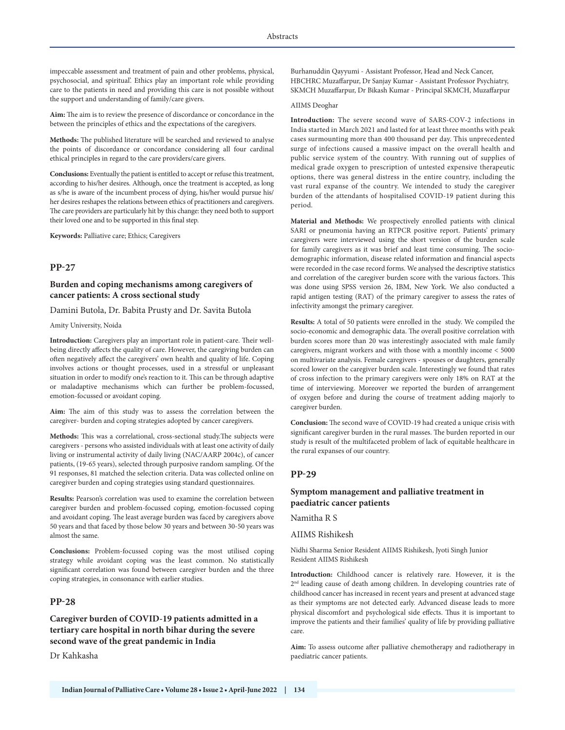impeccable assessment and treatment of pain and other problems, physical, psychosocial, and spiritual'. Ethics play an important role while providing care to the patients in need and providing this care is not possible without the support and understanding of family/care givers.

**Aim:** The aim is to review the presence of discordance or concordance in the between the principles of ethics and the expectations of the caregivers.

**Methods:** The published literature will be searched and reviewed to analyse the points of discordance or concordance considering all four cardinal ethical principles in regard to the care providers/care givers.

**Conclusions:** Eventually the patient is entitled to accept or refuse this treatment, according to his/her desires. Although, once the treatment is accepted, as long as s/he is aware of the incumbent process of dying, his/her would pursue his/her desires reshapes the relations between ethics of practitioners and caregivers. The care providers are particularly hit by this change: they need both to support their loved one and to be supported in this final step.

**Keywords:** Palliative care; Ethics; Caregivers

## PP-27

### Burden and coping mechanisms among caregivers of cancer patients: A cross sectional study

Damini Butola, Dr. Babita Prusty and Dr. Savita Butola

Amity University, Noida

**Introduction:** Caregivers play an important role in patient-care. Their well-being directly affects the quality of care. However, the caregiving burden can often negatively affect the caregivers' own health and quality of life. Coping involves actions or thought processes, used in a stressful or unpleasant situation in order to modify one's reaction to it. This can be through adaptive or maladaptive mechanisms which can further be problem-focussed, emotion-focussed or avoidant coping.

**Aim:** The aim of this study was to assess the correlation between the caregiver- burden and coping strategies adopted by cancer caregivers.

**Methods:** This was a correlational, cross-sectional study.The subjects were caregivers - persons who assisted individuals with at least one activity of daily living or instrumental activity of daily living (NAC/AARP 2004c), of cancer patients, (19-65 years), selected through purposive random sampling. Of the 91 responses, 81 matched the selection criteria. Data was collected online on caregiver burden and coping strategies using standard questionnaires.

**Results:** Pearson's correlation was used to examine the correlation between caregiver burden and problem-focussed coping, emotion-focussed coping and avoidant coping. The least average burden was faced by caregivers above 50 years and that faced by those below 30 years and between 30-50 years was almost the same.

**Conclusions:** Problem-focussed coping was the most utilised coping strategy while avoidant coping was the least common. No statistically significant correlation was found between caregiver burden and the three coping strategies, in consonance with earlier studies.

## PP-28

### Caregiver burden of COVID-19 patients admitted in a tertiary care hospital in north bihar during the severe second wave of the great pandemic in India

Dr Kahkasha

Burhanuddin Qayyumi - Assistant Professor, Head and Neck Cancer, HBCHRC Muzaffarpur, Dr Sanjay Kumar - Assistant Professor Psychiatry, SKMCH Muzaffarpur, Dr Bikash Kumar - Principal SKMCH, Muzaffarpur

AIIMS Deoghar

**Introduction:** The severe second wave of SARS-COV-2 infections in India started in March 2021 and lasted for at least three months with peak cases surmounting more than 400 thousand per day. This unprecedented surge of infections caused a massive impact on the overall health and public service system of the country. With running out of supplies of medical grade oxygen to prescription of untested expensive therapeutic options, there was general distress in the entire country, including the vast rural expanse of the country. We intended to study the caregiver burden of the attendants of hospitalised COVID-19 patient during this period.

**Material and Methods:** We prospectively enrolled patients with clinical SARI or pneumonia having an RTPCR positive report. Patients' primary caregivers were interviewed using the short version of the burden scale for family caregivers as it was brief and least time consuming. The socio-demographic information, disease related information and financial aspects were recorded in the case record forms. We analysed the descriptive statistics and correlation of the caregiver burden score with the various factors. This was done using SPSS version 26, IBM, New York. We also conducted a rapid antigen testing (RAT) of the primary caregiver to assess the rates of infectivity amongst the primary caregiver.

**Results:** A total of 50 patients were enrolled in the study. We compiled the socio-economic and demographic data. The overall positive correlation with burden scores more than 20 was interestingly associated with male family caregivers, migrant workers and with those with a monthly income < 5000 on multivariate analysis. Female caregivers - spouses or daughters, generally scored lower on the caregiver burden scale. Interestingly we found that rates of cross infection to the primary caregivers were only 18% on RAT at the time of interviewing. Moreover we reported the burden of arrangement of oxygen before and during the course of treatment adding majorly to caregiver burden.

**Conclusion:** The second wave of COVID-19 had created a unique crisis with significant caregiver burden in the rural masses. The burden reported in our study is result of the multifaceted problem of lack of equitable healthcare in the rural expanses of our country.

## PP-29

### Symptom management and palliative treatment in paediatric cancer patients

Namitha R S

AIIMS Rishikesh

Nidhi Sharma Senior Resident AIIMS Rishikesh, Jyoti Singh Junior Resident AIIMS Rishikesh

**Introduction:** Childhood cancer is relatively rare. However, it is the 2nd leading cause of death among children. In developing countries rate of childhood cancer has increased in recent years and present at advanced stage as their symptoms are not detected early. Advanced disease leads to more physical discomfort and psychological side effects. Thus it is important to improve the patients and their families' quality of life by providing palliative care.

**Aim:** To assess outcome after palliative chemotherapy and radiotherapy in paediatric cancer patients.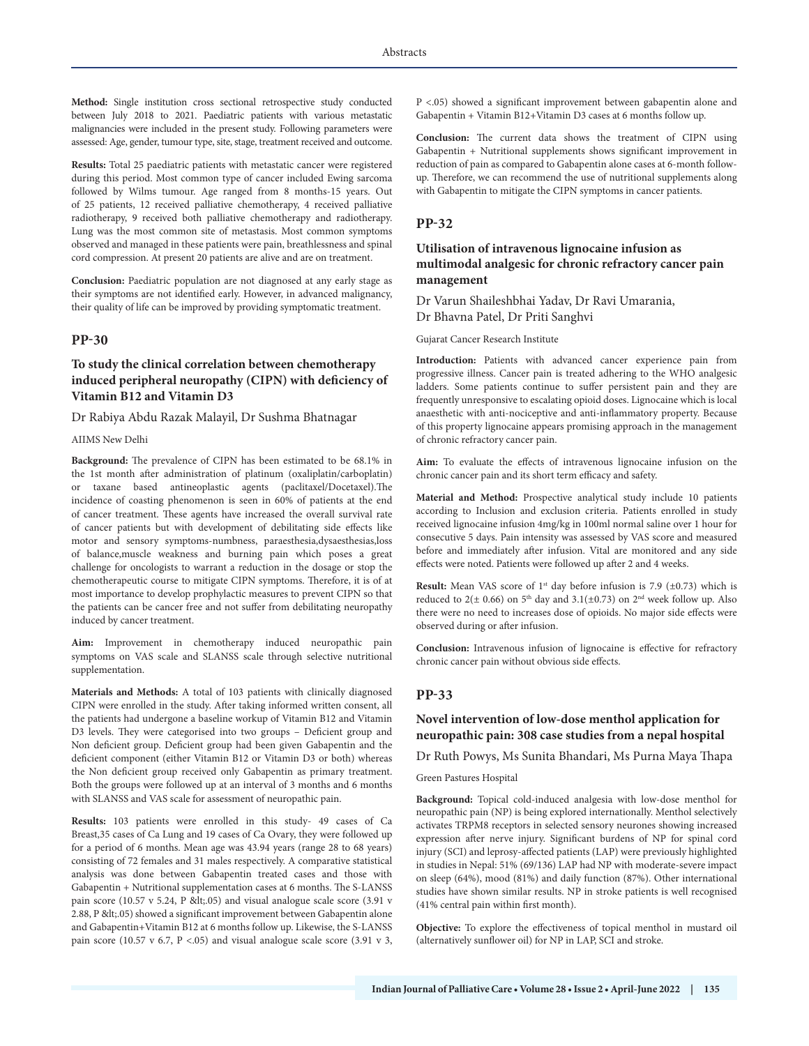**Method:** Single institution cross sectional retrospective study conducted between July 2018 to 2021. Paediatric patients with various metastatic malignancies were included in the present study. Following parameters were assessed: Age, gender, tumour type, site, stage, treatment received and outcome.

**Results:** Total 25 paediatric patients with metastatic cancer were registered during this period. Most common type of cancer included Ewing sarcoma followed by Wilms tumour. Age ranged from 8 months-15 years. Out of 25 patients, 12 received palliative chemotherapy, 4 received palliative radiotherapy, 9 received both palliative chemotherapy and radiotherapy. Lung was the most common site of metastasis. Most common symptoms observed and managed in these patients were pain, breathlessness and spinal cord compression. At present 20 patients are alive and are on treatment.

**Conclusion:** Paediatric population are not diagnosed at any early stage as their symptoms are not identified early. However, in advanced malignancy, their quality of life can be improved by providing symptomatic treatment.

## PP-30

### To study the clinical correlation between chemotherapy induced peripheral neuropathy (CIPN) with deficiency of Vitamin B12 and Vitamin D3

Dr Rabiya Abdu Razak Malayil, Dr Sushma Bhatnagar

AIIMS New Delhi

**Background:** The prevalence of CIPN has been estimated to be 68.1% in the 1st month after administration of platinum (oxaliplatin/carboplatin) or taxane based antineoplastic agents (paclitaxel/Docetaxel).The incidence of coasting phenomenon is seen in 60% of patients at the end of cancer treatment. These agents have increased the overall survival rate of cancer patients but with development of debilitating side effects like motor and sensory symptoms-numbness, paraesthesia,dysaesthesias,loss of balance,muscle weakness and burning pain which poses a great challenge for oncologists to warrant a reduction in the dosage or stop the chemotherapeutic course to mitigate CIPN symptoms. Therefore, it is of at most importance to develop prophylactic measures to prevent CIPN so that the patients can be cancer free and not suffer from debilitating neuropathy induced by cancer treatment.

**Aim:** Improvement in chemotherapy induced neuropathic pain symptoms on VAS scale and SLANSS scale through selective nutritional supplementation.

**Materials and Methods:** A total of 103 patients with clinically diagnosed CIPN were enrolled in the study. After taking informed written consent, all the patients had undergone a baseline workup of Vitamin B12 and Vitamin D3 levels. They were categorised into two groups – Deficient group and Non deficient group. Deficient group had been given Gabapentin and the deficient component (either Vitamin B12 or Vitamin D3 or both) whereas the Non deficient group received only Gabapentin as primary treatment. Both the groups were followed up at an interval of 3 months and 6 months with SLANSS and VAS scale for assessment of neuropathic pain.

**Results:** 103 patients were enrolled in this study- 49 cases of Ca Breast,35 cases of Ca Lung and 19 cases of Ca Ovary, they were followed up for a period of 6 months. Mean age was 43.94 years (range 28 to 68 years) consisting of 72 females and 31 males respectively. A comparative statistical analysis was done between Gabapentin treated cases and those with Gabapentin + Nutritional supplementation cases at 6 months. The S-LANSS pain score (10.57 v 5.24, P &lt;.05) and visual analogue scale score (3.91 v 2.88, P &lt;.05) showed a significant improvement between Gabapentin alone and Gabapentin+Vitamin B12 at 6 months follow up. Likewise, the S-LANSS pain score (10.57 v 6.7, P <.05) and visual analogue scale score (3.91 v 3, P <.05) showed a significant improvement between gabapentin alone and Gabapentin + Vitamin B12+Vitamin D3 cases at 6 months follow up.

**Conclusion:** The current data shows the treatment of CIPN using Gabapentin + Nutritional supplements shows significant improvement in reduction of pain as compared to Gabapentin alone cases at 6-month follow-up. Therefore, we can recommend the use of nutritional supplements along with Gabapentin to mitigate the CIPN symptoms in cancer patients.

## PP-32

### Utilisation of intravenous lignocaine infusion as multimodal analgesic for chronic refractory cancer pain management

Dr Varun Shaileshbhai Yadav, Dr Ravi Umarania, Dr Bhavna Patel, Dr Priti Sanghvi

Gujarat Cancer Research Institute

**Introduction:** Patients with advanced cancer experience pain from progressive illness. Cancer pain is treated adhering to the WHO analgesic ladders. Some patients continue to suffer persistent pain and they are frequently unresponsive to escalating opioid doses. Lignocaine which is local anaesthetic with anti-nociceptive and anti-inflammatory property. Because of this property lignocaine appears promising approach in the management of chronic refractory cancer pain.

**Aim:** To evaluate the effects of intravenous lignocaine infusion on the chronic cancer pain and its short term efficacy and safety.

**Material and Method:** Prospective analytical study include 10 patients according to Inclusion and exclusion criteria. Patients enrolled in study received lignocaine infusion 4mg/kg in 100ml normal saline over 1 hour for consecutive 5 days. Pain intensity was assessed by VAS score and measured before and immediately after infusion. Vital are monitored and any side effects were noted. Patients were followed up after 2 and 4 weeks.

**Result:** Mean VAS score of 1st day before infusion is 7.9 (±0.73) which is reduced to 2(± 0.66) on 5th day and 3.1(±0.73) on 2nd week follow up. Also there were no need to increases dose of opioids. No major side effects were observed during or after infusion.

**Conclusion:** Intravenous infusion of lignocaine is effective for refractory chronic cancer pain without obvious side effects.

## PP-33

### Novel intervention of low-dose menthol application for neuropathic pain: 308 case studies from a nepal hospital

Dr Ruth Powys, Ms Sunita Bhandari, Ms Purna Maya Thapa

Green Pastures Hospital

**Background:** Topical cold-induced analgesia with low-dose menthol for neuropathic pain (NP) is being explored internationally. Menthol selectively activates TRPM8 receptors in selected sensory neurones showing increased expression after nerve injury. Significant burdens of NP for spinal cord injury (SCI) and leprosy-affected patients (LAP) were previously highlighted in studies in Nepal: 51% (69/136) LAP had NP with moderate-severe impact on sleep (64%), mood (81%) and daily function (87%). Other international studies have shown similar results. NP in stroke patients is well recognised (41% central pain within first month).

**Objective:** To explore the effectiveness of topical menthol in mustard oil (alternatively sunflower oil) for NP in LAP, SCI and stroke.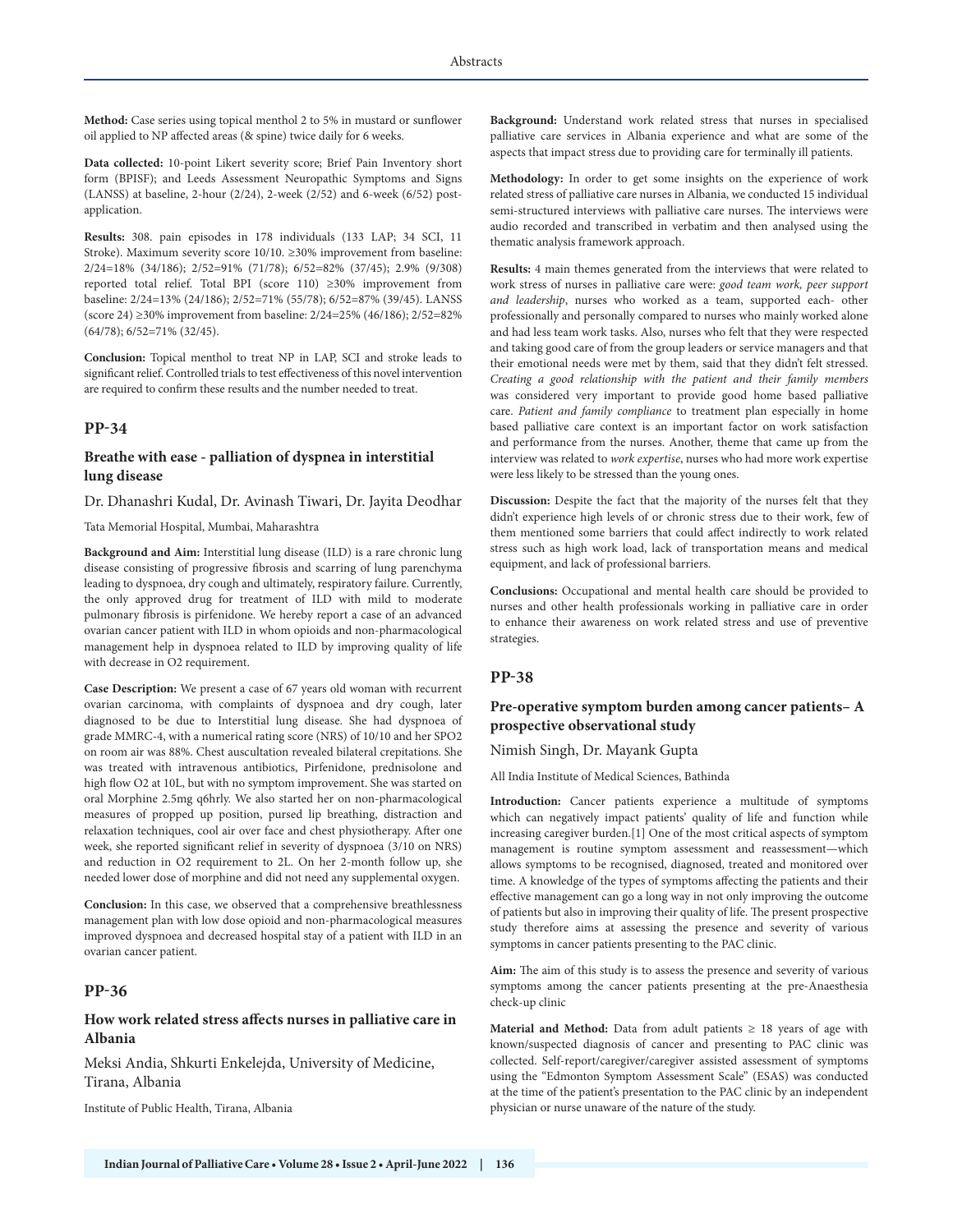**Method:** Case series using topical menthol 2 to 5% in mustard or sunflower oil applied to NP affected areas (& spine) twice daily for 6 weeks.

**Data collected:** 10-point Likert severity score; Brief Pain Inventory short form (BPISF); and Leeds Assessment Neuropathic Symptoms and Signs (LANSS) at baseline, 2-hour (2/24), 2-week (2/52) and 6-week (6/52) post-application.

**Results:** 308. pain episodes in 178 individuals (133 LAP; 34 SCI, 11 Stroke). Maximum severity score 10/10. ≥30% improvement from baseline: 2/24=18% (34/186); 2/52=91% (71/78); 6/52=82% (37/45); 2.9% (9/308) reported total relief. Total BPI (score 110) ≥30% improvement from baseline: 2/24=13% (24/186); 2/52=71% (55/78); 6/52=87% (39/45). LANSS (score 24) ≥30% improvement from baseline: 2/24=25% (46/186); 2/52=82% (64/78); 6/52=71% (32/45).

**Conclusion:** Topical menthol to treat NP in LAP, SCI and stroke leads to significant relief. Controlled trials to test effectiveness of this novel intervention are required to confirm these results and the number needed to treat.

## PP-34

### Breathe with ease - palliation of dyspnea in interstitial lung disease

Dr. Dhanashri Kudal, Dr. Avinash Tiwari, Dr. Jayita Deodhar

Tata Memorial Hospital, Mumbai, Maharashtra

**Background and Aim:** Interstitial lung disease (ILD) is a rare chronic lung disease consisting of progressive fibrosis and scarring of lung parenchyma leading to dyspnoea, dry cough and ultimately, respiratory failure. Currently, the only approved drug for treatment of ILD with mild to moderate pulmonary fibrosis is pirfenidone. We hereby report a case of an advanced ovarian cancer patient with ILD in whom opioids and non-pharmacological management help in dyspnoea related to ILD by improving quality of life with decrease in O2 requirement.

**Case Description:** We present a case of 67 years old woman with recurrent ovarian carcinoma, with complaints of dyspnoea and dry cough, later diagnosed to be due to Interstitial lung disease. She had dyspnoea of grade MMRC-4, with a numerical rating score (NRS) of 10/10 and her SPO2 on room air was 88%. Chest auscultation revealed bilateral crepitations. She was treated with intravenous antibiotics, Pirfenidone, prednisolone and high flow O2 at 10L, but with no symptom improvement. She was started on oral Morphine 2.5mg q6hrly. We also started her on non-pharmacological measures of propped up position, pursed lip breathing, distraction and relaxation techniques, cool air over face and chest physiotherapy. After one week, she reported significant relief in severity of dyspnoea (3/10 on NRS) and reduction in O2 requirement to 2L. On her 2-month follow up, she needed lower dose of morphine and did not need any supplemental oxygen.

**Conclusion:** In this case, we observed that a comprehensive breathlessness management plan with low dose opioid and non-pharmacological measures improved dyspnoea and decreased hospital stay of a patient with ILD in an ovarian cancer patient.

## PP-36

### How work related stress affects nurses in palliative care in Albania

Meksi Andia, Shkurti Enkelejda, University of Medicine, Tirana, Albania

Institute of Public Health, Tirana, Albania

**Background:** Understand work related stress that nurses in specialised palliative care services in Albania experience and what are some of the aspects that impact stress due to providing care for terminally ill patients.

**Methodology:** In order to get some insights on the experience of work related stress of palliative care nurses in Albania, we conducted 15 individual semi-structured interviews with palliative care nurses. The interviews were audio recorded and transcribed in verbatim and then analysed using the thematic analysis framework approach.

**Results:** 4 main themes generated from the interviews that were related to work stress of nurses in palliative care were: *good team work, peer support and leadership*, nurses who worked as a team, supported each- other professionally and personally compared to nurses who mainly worked alone and had less team work tasks. Also, nurses who felt that they were respected and taking good care of from the group leaders or service managers and that their emotional needs were met by them, said that they didn't felt stressed. *Creating a good relationship with the patient and their family members* was considered very important to provide good home based palliative care. *Patient and family compliance* to treatment plan especially in home based palliative care context is an important factor on work satisfaction and performance from the nurses. Another, theme that came up from the interview was related to *work expertise*, nurses who had more work expertise were less likely to be stressed than the young ones.

**Discussion:** Despite the fact that the majority of the nurses felt that they didn't experience high levels of or chronic stress due to their work, few of them mentioned some barriers that could affect indirectly to work related stress such as high work load, lack of transportation means and medical equipment, and lack of professional barriers.

**Conclusions:** Occupational and mental health care should be provided to nurses and other health professionals working in palliative care in order to enhance their awareness on work related stress and use of preventive strategies.

## PP-38

### Pre-operative symptom burden among cancer patients– A prospective observational study

Nimish Singh, Dr. Mayank Gupta

All India Institute of Medical Sciences, Bathinda

**Introduction:** Cancer patients experience a multitude of symptoms which can negatively impact patients' quality of life and function while increasing caregiver burden.[1] One of the most critical aspects of symptom management is routine symptom assessment and reassessment—which allows symptoms to be recognised, diagnosed, treated and monitored over time. A knowledge of the types of symptoms affecting the patients and their effective management can go a long way in not only improving the outcome of patients but also in improving their quality of life. The present prospective study therefore aims at assessing the presence and severity of various symptoms in cancer patients presenting to the PAC clinic.

**Aim:** The aim of this study is to assess the presence and severity of various symptoms among the cancer patients presenting at the pre-Anaesthesia check-up clinic

**Material and Method:** Data from adult patients ≥ 18 years of age with known/suspected diagnosis of cancer and presenting to PAC clinic was collected. Self-report/caregiver/caregiver assisted assessment of symptoms using the "Edmonton Symptom Assessment Scale" (ESAS) was conducted at the time of the patient's presentation to the PAC clinic by an independent physician or nurse unaware of the nature of the study.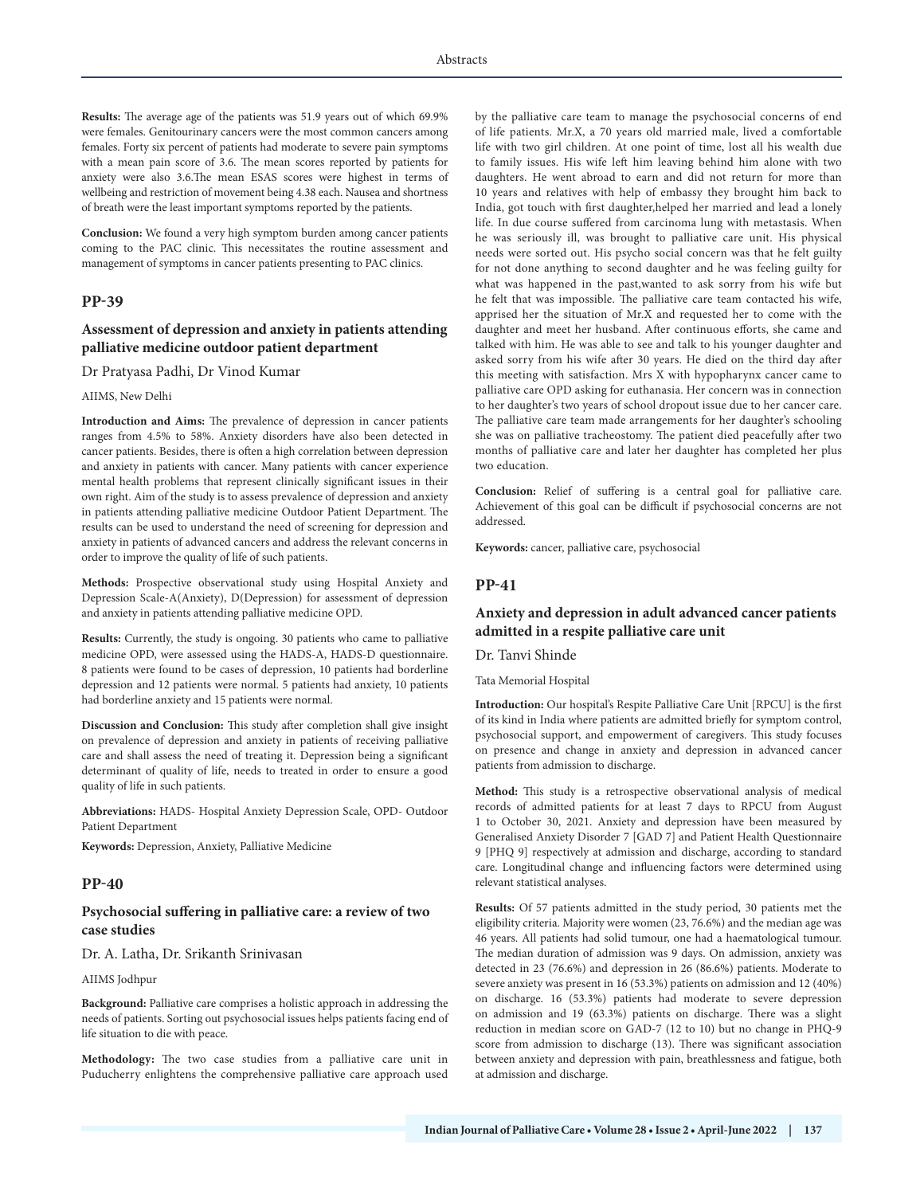**Results:** The average age of the patients was 51.9 years out of which 69.9% were females. Genitourinary cancers were the most common cancers among females. Forty six percent of patients had moderate to severe pain symptoms with a mean pain score of 3.6. The mean scores reported by patients for anxiety were also 3.6.The mean ESAS scores were highest in terms of wellbeing and restriction of movement being 4.38 each. Nausea and shortness of breath were the least important symptoms reported by the patients.

**Conclusion:** We found a very high symptom burden among cancer patients coming to the PAC clinic. This necessitates the routine assessment and management of symptoms in cancer patients presenting to PAC clinics.

## PP-39

### Assessment of depression and anxiety in patients attending palliative medicine outdoor patient department

Dr Pratyasa Padhi, Dr Vinod Kumar

AIIMS, New Delhi

**Introduction and Aims:** The prevalence of depression in cancer patients ranges from 4.5% to 58%. Anxiety disorders have also been detected in cancer patients. Besides, there is often a high correlation between depression and anxiety in patients with cancer. Many patients with cancer experience mental health problems that represent clinically significant issues in their own right. Aim of the study is to assess prevalence of depression and anxiety in patients attending palliative medicine Outdoor Patient Department. The results can be used to understand the need of screening for depression and anxiety in patients of advanced cancers and address the relevant concerns in order to improve the quality of life of such patients.

**Methods:** Prospective observational study using Hospital Anxiety and Depression Scale-A(Anxiety), D(Depression) for assessment of depression and anxiety in patients attending palliative medicine OPD.

**Results:** Currently, the study is ongoing. 30 patients who came to palliative medicine OPD, were assessed using the HADS-A, HADS-D questionnaire. 8 patients were found to be cases of depression, 10 patients had borderline depression and 12 patients were normal. 5 patients had anxiety, 10 patients had borderline anxiety and 15 patients were normal.

**Discussion and Conclusion:** This study after completion shall give insight on prevalence of depression and anxiety in patients of receiving palliative care and shall assess the need of treating it. Depression being a significant determinant of quality of life, needs to treated in order to ensure a good quality of life in such patients.

**Abbreviations:** HADS- Hospital Anxiety Depression Scale, OPD- Outdoor Patient Department

**Keywords:** Depression, Anxiety, Palliative Medicine

## PP-40

### Psychosocial suffering in palliative care: a review of two case studies

Dr. A. Latha, Dr. Srikanth Srinivasan

AIIMS Jodhpur

**Background:** Palliative care comprises a holistic approach in addressing the needs of patients. Sorting out psychosocial issues helps patients facing end of life situation to die with peace.

**Methodology:** The two case studies from a palliative care unit in Puducherry enlightens the comprehensive palliative care approach used by the palliative care team to manage the psychosocial concerns of end of life patients. Mr.X, a 70 years old married male, lived a comfortable life with two girl children. At one point of time, lost all his wealth due to family issues. His wife left him leaving behind him alone with two daughters. He went abroad to earn and did not return for more than 10 years and relatives with help of embassy they brought him back to India, got touch with first daughter,helped her married and lead a lonely life. In due course suffered from carcinoma lung with metastasis. When he was seriously ill, was brought to palliative care unit. His physical needs were sorted out. His psycho social concern was that he felt guilty for not done anything to second daughter and he was feeling guilty for what was happened in the past,wanted to ask sorry from his wife but he felt that was impossible. The palliative care team contacted his wife, apprised her the situation of Mr.X and requested her to come with the daughter and meet her husband. After continuous efforts, she came and talked with him. He was able to see and talk to his younger daughter and asked sorry from his wife after 30 years. He died on the third day after this meeting with satisfaction. Mrs X with hypopharynx cancer came to palliative care OPD asking for euthanasia. Her concern was in connection to her daughter's two years of school dropout issue due to her cancer care. The palliative care team made arrangements for her daughter's schooling she was on palliative tracheostomy. The patient died peacefully after two months of palliative care and later her daughter has completed her plus two education.

**Conclusion:** Relief of suffering is a central goal for palliative care. Achievement of this goal can be difficult if psychosocial concerns are not addressed.

**Keywords:** cancer, palliative care, psychosocial

## PP-41

### Anxiety and depression in adult advanced cancer patients admitted in a respite palliative care unit

Dr. Tanvi Shinde

Tata Memorial Hospital

**Introduction:** Our hospital's Respite Palliative Care Unit [RPCU] is the first of its kind in India where patients are admitted briefly for symptom control, psychosocial support, and empowerment of caregivers. This study focuses on presence and change in anxiety and depression in advanced cancer patients from admission to discharge.

**Method:** This study is a retrospective observational analysis of medical records of admitted patients for at least 7 days to RPCU from August 1 to October 30, 2021. Anxiety and depression have been measured by Generalised Anxiety Disorder 7 [GAD 7] and Patient Health Questionnaire 9 [PHQ 9] respectively at admission and discharge, according to standard care. Longitudinal change and influencing factors were determined using relevant statistical analyses.

**Results:** Of 57 patients admitted in the study period, 30 patients met the eligibility criteria. Majority were women (23, 76.6%) and the median age was 46 years. All patients had solid tumour, one had a haematological tumour. The median duration of admission was 9 days. On admission, anxiety was detected in 23 (76.6%) and depression in 26 (86.6%) patients. Moderate to severe anxiety was present in 16 (53.3%) patients on admission and 12 (40%) on discharge. 16 (53.3%) patients had moderate to severe depression on admission and 19 (63.3%) patients on discharge. There was a slight reduction in median score on GAD-7 (12 to 10) but no change in PHQ-9 score from admission to discharge (13). There was significant association between anxiety and depression with pain, breathlessness and fatigue, both at admission and discharge.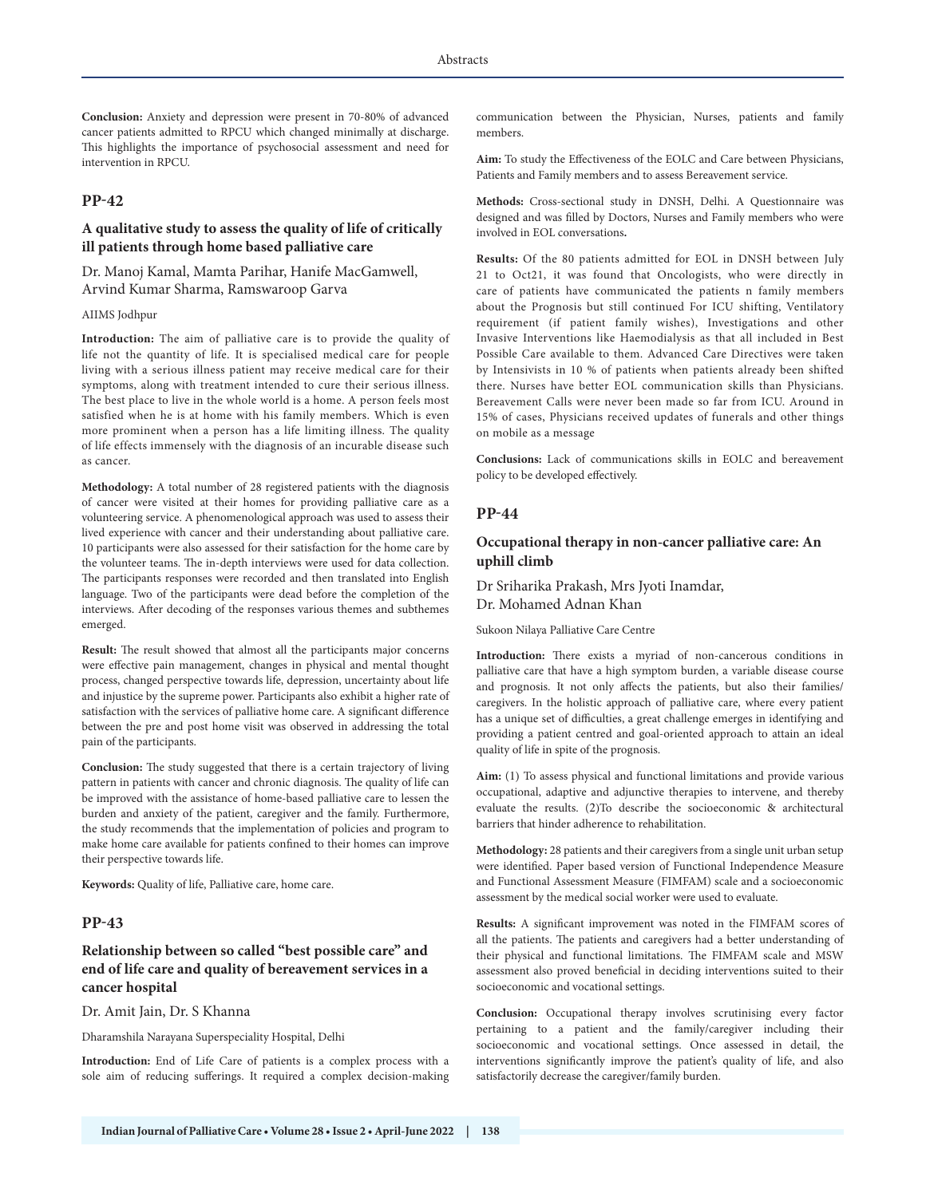**Conclusion:** Anxiety and depression were present in 70-80% of advanced cancer patients admitted to RPCU which changed minimally at discharge. This highlights the importance of psychosocial assessment and need for intervention in RPCU.

## PP-42

### A qualitative study to assess the quality of life of critically ill patients through home based palliative care

Dr. Manoj Kamal, Mamta Parihar, Hanife MacGamwell, Arvind Kumar Sharma, Ramswaroop Garva

AIIMS Jodhpur

**Introduction:** The aim of palliative care is to provide the quality of life not the quantity of life. It is specialised medical care for people living with a serious illness patient may receive medical care for their symptoms, along with treatment intended to cure their serious illness. The best place to live in the whole world is a home. A person feels most satisfied when he is at home with his family members. Which is even more prominent when a person has a life limiting illness. The quality of life effects immensely with the diagnosis of an incurable disease such as cancer.

**Methodology:** A total number of 28 registered patients with the diagnosis of cancer were visited at their homes for providing palliative care as a volunteering service. A phenomenological approach was used to assess their lived experience with cancer and their understanding about palliative care. 10 participants were also assessed for their satisfaction for the home care by the volunteer teams. The in-depth interviews were used for data collection. The participants responses were recorded and then translated into English language. Two of the participants were dead before the completion of the interviews. After decoding of the responses various themes and subthemes emerged.

**Result:** The result showed that almost all the participants major concerns were effective pain management, changes in physical and mental thought process, changed perspective towards life, depression, uncertainty about life and injustice by the supreme power. Participants also exhibit a higher rate of satisfaction with the services of palliative home care. A significant difference between the pre and post home visit was observed in addressing the total pain of the participants.

**Conclusion:** The study suggested that there is a certain trajectory of living pattern in patients with cancer and chronic diagnosis. The quality of life can be improved with the assistance of home-based palliative care to lessen the burden and anxiety of the patient, caregiver and the family. Furthermore, the study recommends that the implementation of policies and program to make home care available for patients confined to their homes can improve their perspective towards life.

**Keywords:** Quality of life, Palliative care, home care.

## PP-43

### Relationship between so called "best possible care" and end of life care and quality of bereavement services in a cancer hospital

Dr. Amit Jain, Dr. S Khanna

Dharamshila Narayana Superspeciality Hospital, Delhi

**Introduction:** End of Life Care of patients is a complex process with a sole aim of reducing sufferings. It required a complex decision-making communication between the Physician, Nurses, patients and family members.

**Aim:** To study the Effectiveness of the EOLC and Care between Physicians, Patients and Family members and to assess Bereavement service.

**Methods:** Cross-sectional study in DNSH, Delhi. A Questionnaire was designed and was filled by Doctors, Nurses and Family members who were involved in EOL conversations**.**

**Results:** Of the 80 patients admitted for EOL in DNSH between July 21 to Oct21, it was found that Oncologists, who were directly in care of patients have communicated the patients n family members about the Prognosis but still continued For ICU shifting, Ventilatory requirement (if patient family wishes), Investigations and other Invasive Interventions like Haemodialysis as that all included in Best Possible Care available to them. Advanced Care Directives were taken by Intensivists in 10 % of patients when patients already been shifted there. Nurses have better EOL communication skills than Physicians. Bereavement Calls were never been made so far from ICU. Around in 15% of cases, Physicians received updates of funerals and other things on mobile as a message

**Conclusions:** Lack of communications skills in EOLC and bereavement policy to be developed effectively.

## PP-44

### Occupational therapy in non-cancer palliative care: An uphill climb

Dr Sriharika Prakash, Mrs Jyoti Inamdar, Dr. Mohamed Adnan Khan

Sukoon Nilaya Palliative Care Centre

**Introduction:** There exists a myriad of non-cancerous conditions in palliative care that have a high symptom burden, a variable disease course and prognosis. It not only affects the patients, but also their families/caregivers. In the holistic approach of palliative care, where every patient has a unique set of difficulties, a great challenge emerges in identifying and providing a patient centred and goal-oriented approach to attain an ideal quality of life in spite of the prognosis.

**Aim:** (1) To assess physical and functional limitations and provide various occupational, adaptive and adjunctive therapies to intervene, and thereby evaluate the results. (2)To describe the socioeconomic & architectural barriers that hinder adherence to rehabilitation.

**Methodology:** 28 patients and their caregivers from a single unit urban setup were identified. Paper based version of Functional Independence Measure and Functional Assessment Measure (FIMFAM) scale and a socioeconomic assessment by the medical social worker were used to evaluate.

**Results:** A significant improvement was noted in the FIMFAM scores of all the patients. The patients and caregivers had a better understanding of their physical and functional limitations. The FIMFAM scale and MSW assessment also proved beneficial in deciding interventions suited to their socioeconomic and vocational settings.

**Conclusion:** Occupational therapy involves scrutinising every factor pertaining to a patient and the family/caregiver including their socioeconomic and vocational settings. Once assessed in detail, the interventions significantly improve the patient's quality of life, and also satisfactorily decrease the caregiver/family burden.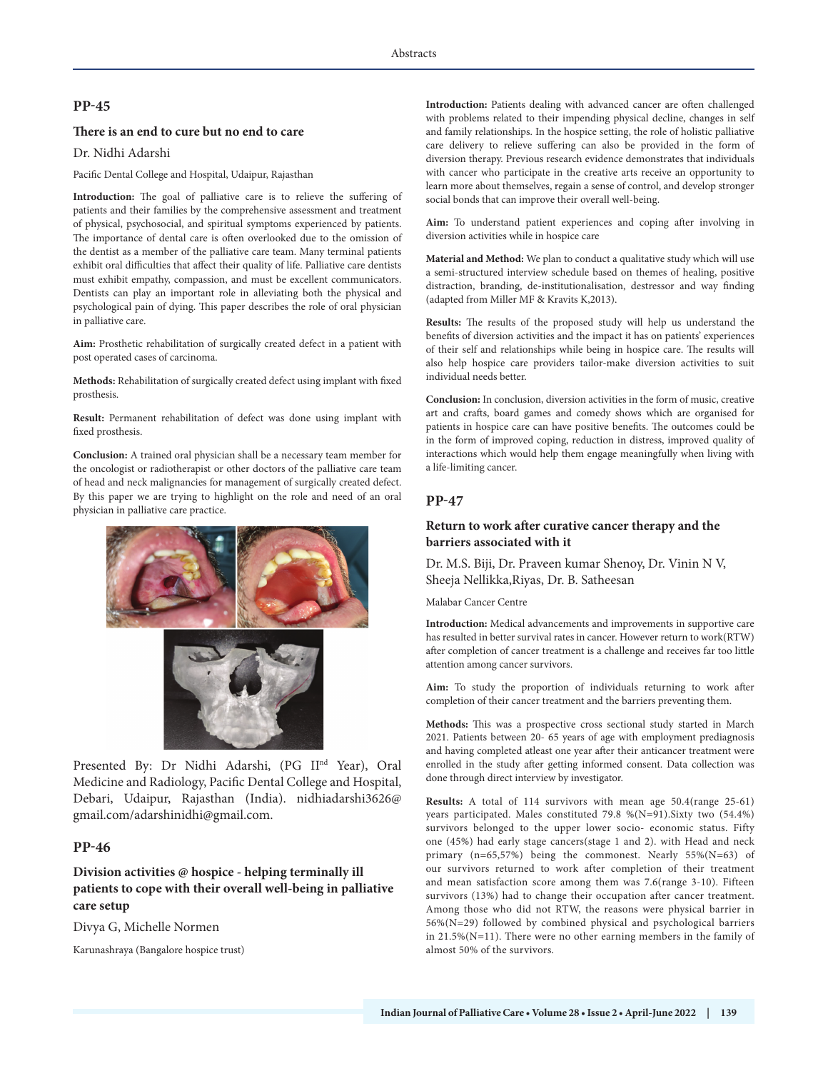## PP-45

### There is an end to cure but no end to care

Dr. Nidhi Adarshi

Pacific Dental College and Hospital, Udaipur, Rajasthan

**Introduction:** The goal of palliative care is to relieve the suffering of patients and their families by the comprehensive assessment and treatment of physical, psychosocial, and spiritual symptoms experienced by patients. The importance of dental care is often overlooked due to the omission of the dentist as a member of the palliative care team. Many terminal patients exhibit oral difficulties that affect their quality of life. Palliative care dentists must exhibit empathy, compassion, and must be excellent communicators. Dentists can play an important role in alleviating both the physical and psychological pain of dying. This paper describes the role of oral physician in palliative care.

**Aim:** Prosthetic rehabilitation of surgically created defect in a patient with post operated cases of carcinoma.

**Methods:** Rehabilitation of surgically created defect using implant with fixed prosthesis.

**Result:** Permanent rehabilitation of defect was done using implant with fixed prosthesis.

**Conclusion:** A trained oral physician shall be a necessary team member for the oncologist or radiotherapist or other doctors of the palliative care team of head and neck malignancies for management of surgically created defect. By this paper we are trying to highlight on the role and need of an oral physician in palliative care practice.

Presented By: Dr Nidhi Adarshi, (PG II[nd] Year), Oral Medicine and Radiology, Pacific Dental College and Hospital, Debari, Udaipur, Rajasthan (India). nidhiadarshi3626@gmail.com/adarshinidhi@gmail.com.

## PP-46

### Division activities @ hospice - helping terminally ill patients to cope with their overall well-being in palliative care setup

Divya G, Michelle Normen

Karunashraya (Bangalore hospice trust)

**Introduction:** Patients dealing with advanced cancer are often challenged with problems related to their impending physical decline, changes in self and family relationships. In the hospice setting, the role of holistic palliative care delivery to relieve suffering can also be provided in the form of diversion therapy. Previous research evidence demonstrates that individuals with cancer who participate in the creative arts receive an opportunity to learn more about themselves, regain a sense of control, and develop stronger social bonds that can improve their overall well-being.

**Aim:** To understand patient experiences and coping after involving in diversion activities while in hospice care

**Material and Method:** We plan to conduct a qualitative study which will use a semi-structured interview schedule based on themes of healing, positive distraction, branding, de-institutionalisation, destressor and way finding (adapted from Miller MF & Kravits K,2013).

**Results:** The results of the proposed study will help us understand the benefits of diversion activities and the impact it has on patients' experiences of their self and relationships while being in hospice care. The results will also help hospice care providers tailor-make diversion activities to suit individual needs better.

**Conclusion:** In conclusion, diversion activities in the form of music, creative art and crafts, board games and comedy shows which are organised for patients in hospice care can have positive benefits. The outcomes could be in the form of improved coping, reduction in distress, improved quality of interactions which would help them engage meaningfully when living with a life-limiting cancer.

## PP-47

### Return to work after curative cancer therapy and the barriers associated with it

Dr. M.S. Biji, Dr. Praveen kumar Shenoy, Dr. Vinin N V, Sheeja Nellikka,Riyas, Dr. B. Satheesan

Malabar Cancer Centre

**Introduction:** Medical advancements and improvements in supportive care has resulted in better survival rates in cancer. However return to work(RTW) after completion of cancer treatment is a challenge and receives far too little attention among cancer survivors.

**Aim:** To study the proportion of individuals returning to work after completion of their cancer treatment and the barriers preventing them.

**Methods:** This was a prospective cross sectional study started in March 2021. Patients between 20- 65 years of age with employment prediagnosis and having completed atleast one year after their anticancer treatment were enrolled in the study after getting informed consent. Data collection was done through direct interview by investigator.

**Results:** A total of 114 survivors with mean age 50.4(range 25-61) years participated. Males constituted 79.8 %(N=91).Sixty two (54.4%) survivors belonged to the upper lower socio- economic status. Fifty one (45%) had early stage cancers(stage 1 and 2). with Head and neck primary (n=65,57%) being the commonest. Nearly 55%(N=63) of our survivors returned to work after completion of their treatment and mean satisfaction score among them was 7.6(range 3-10). Fifteen survivors (13%) had to change their occupation after cancer treatment. Among those who did not RTW, the reasons were physical barrier in 56%(N=29) followed by combined physical and psychological barriers in 21.5%(N=11). There were no other earning members in the family of almost 50% of the survivors.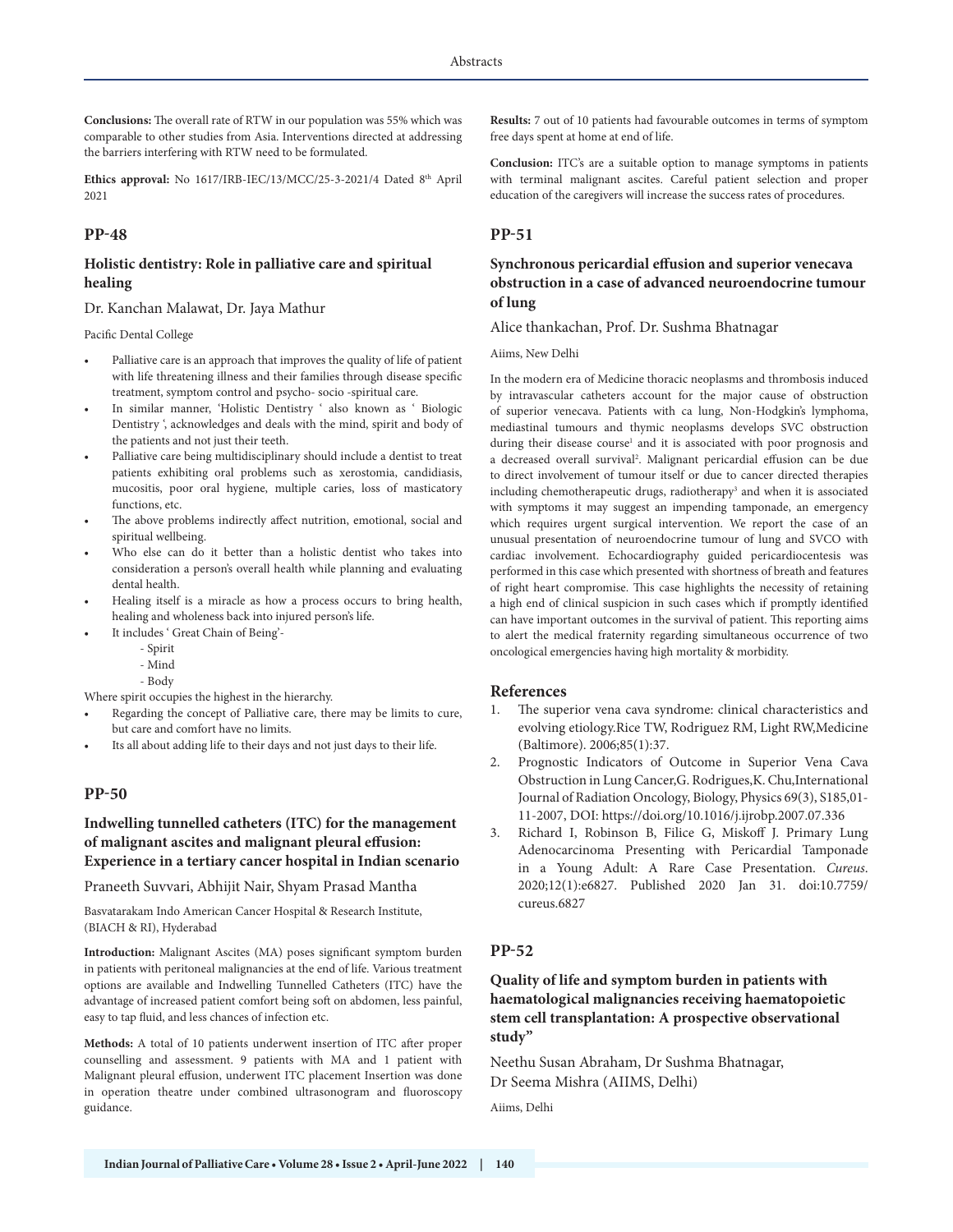**Conclusions:** The overall rate of RTW in our population was 55% which was comparable to other studies from Asia. Interventions directed at addressing the barriers interfering with RTW need to be formulated.

**Ethics approval:** No 1617/IRB-IEC/13/MCC/25-3-2021/4 Dated 8th April 2021

## PP-48

### Holistic dentistry: Role in palliative care and spiritual healing

Dr. Kanchan Malawat, Dr. Jaya Mathur

Pacific Dental College

- Palliative care is an approach that improves the quality of life of patient with life threatening illness and their families through disease specific treatment, symptom control and psycho- socio -spiritual care.
- In similar manner, 'Holistic Dentistry ' also known as ' Biologic Dentistry ', acknowledges and deals with the mind, spirit and body of the patients and not just their teeth.
- Palliative care being multidisciplinary should include a dentist to treat patients exhibiting oral problems such as xerostomia, candidiasis, mucositis, poor oral hygiene, multiple caries, loss of masticatory functions, etc.
- The above problems indirectly affect nutrition, emotional, social and spiritual wellbeing.
- Who else can do it better than a holistic dentist who takes into consideration a person's overall health while planning and evaluating dental health.
- Healing itself is a miracle as how a process occurs to bring health, healing and wholeness back into injured person's life.
- It includes ' Great Chain of Being'-
  - Spirit
  - Mind
  - Body

Where spirit occupies the highest in the hierarchy.

- Regarding the concept of Palliative care, there may be limits to cure, but care and comfort have no limits.
- Its all about adding life to their days and not just days to their life.

## PP-50

### Indwelling tunnelled catheters (ITC) for the management of malignant ascites and malignant pleural effusion: Experience in a tertiary cancer hospital in Indian scenario

Praneeth Suvvari, Abhijit Nair, Shyam Prasad Mantha

Basvatarakam Indo American Cancer Hospital & Research Institute, (BIACH & RI), Hyderabad

**Introduction:** Malignant Ascites (MA) poses significant symptom burden in patients with peritoneal malignancies at the end of life. Various treatment options are available and Indwelling Tunnelled Catheters (ITC) have the advantage of increased patient comfort being soft on abdomen, less painful, easy to tap fluid, and less chances of infection etc.

**Methods:** A total of 10 patients underwent insertion of ITC after proper counselling and assessment. 9 patients with MA and 1 patient with Malignant pleural effusion, underwent ITC placement Insertion was done in operation theatre under combined ultrasonogram and fluoroscopy guidance.

**Results:** 7 out of 10 patients had favourable outcomes in terms of symptom free days spent at home at end of life.

**Conclusion:** ITC's are a suitable option to manage symptoms in patients with terminal malignant ascites. Careful patient selection and proper education of the caregivers will increase the success rates of procedures.

## PP-51

### Synchronous pericardial effusion and superior venecava obstruction in a case of advanced neuroendocrine tumour of lung

Alice thankachan, Prof. Dr. Sushma Bhatnagar

Aiims, New Delhi

In the modern era of Medicine thoracic neoplasms and thrombosis induced by intravascular catheters account for the major cause of obstruction of superior venecava. Patients with ca lung, Non-Hodgkin's lymphoma, mediastinal tumours and thymic neoplasms develops SVC obstruction during their disease course[1] and it is associated with poor prognosis and a decreased overall survival[2]. Malignant pericardial effusion can be due to direct involvement of tumour itself or due to cancer directed therapies including chemotherapeutic drugs, radiotherapy[3] and when it is associated with symptoms it may suggest an impending tamponade, an emergency which requires urgent surgical intervention. We report the case of an unusual presentation of neuroendocrine tumour of lung and SVCO with cardiac involvement. Echocardiography guided pericardiocentesis was performed in this case which presented with shortness of breath and features of right heart compromise. This case highlights the necessity of retaining a high end of clinical suspicion in such cases which if promptly identified can have important outcomes in the survival of patient. This reporting aims to alert the medical fraternity regarding simultaneous occurrence of two oncological emergencies having high mortality & morbidity.

### References

1. The superior vena cava syndrome: clinical characteristics and evolving etiology.Rice TW, Rodriguez RM, Light RW,Medicine (Baltimore). 2006;85(1):37.
2. Prognostic Indicators of Outcome in Superior Vena Cava Obstruction in Lung Cancer,G. Rodrigues,K. Chu,International Journal of Radiation Oncology, Biology, Physics 69(3), S185,01-11-2007, DOI: https://doi.org/10.1016/j.ijrobp.2007.07.336
3. Richard I, Robinson B, Filice G, Miskoff J. Primary Lung Adenocarcinoma Presenting with Pericardial Tamponade in a Young Adult: A Rare Case Presentation. *Cureus*. 2020;12(1):e6827. Published 2020 Jan 31. doi:10.7759/cureus.6827

## PP-52

### Quality of life and symptom burden in patients with haematological malignancies receiving haematopoietic stem cell transplantation: A prospective observational study"

Neethu Susan Abraham, Dr Sushma Bhatnagar, Dr Seema Mishra (AIIMS, Delhi)

Aiims, Delhi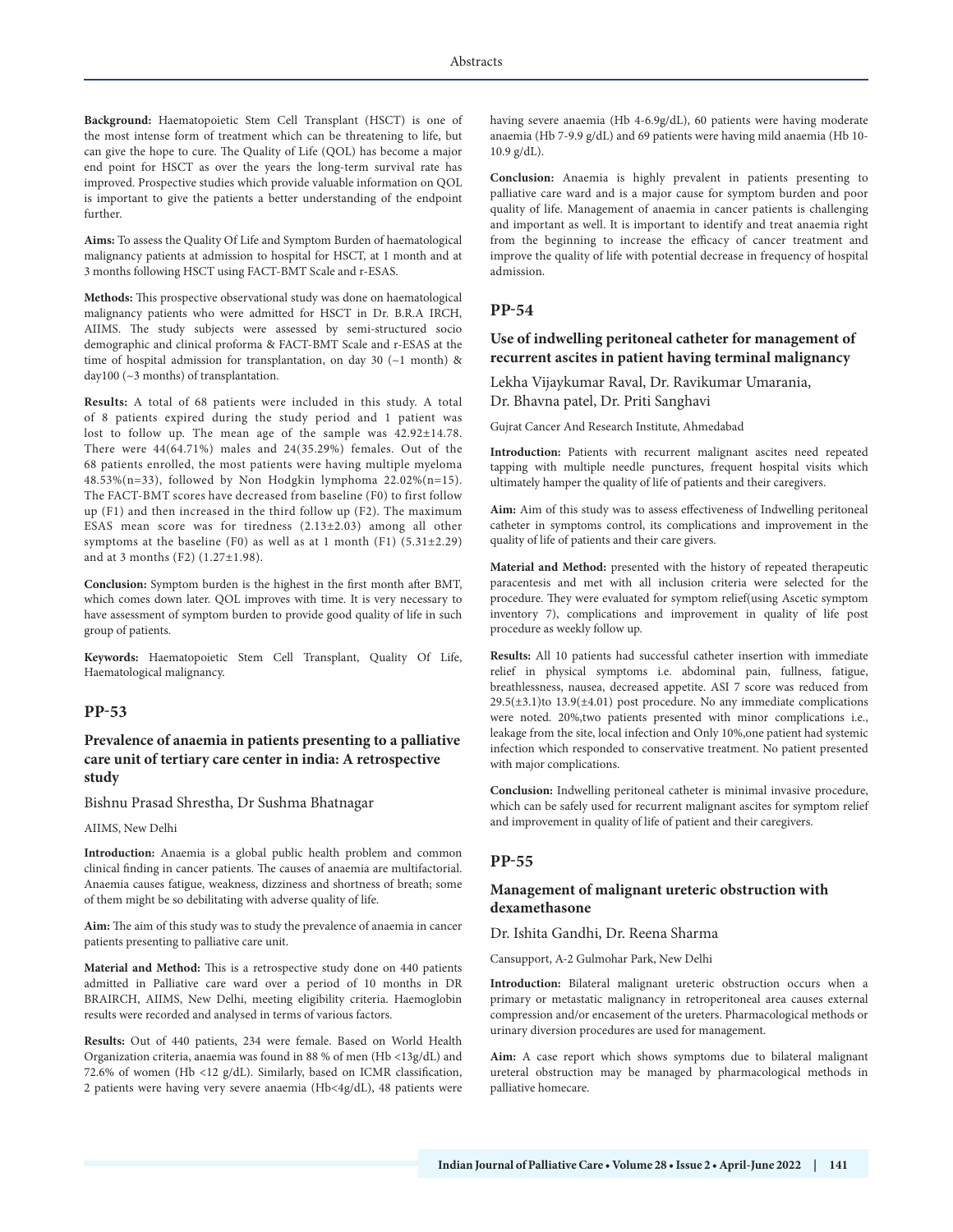**Background:** Haematopoietic Stem Cell Transplant (HSCT) is one of the most intense form of treatment which can be threatening to life, but can give the hope to cure. The Quality of Life (QOL) has become a major end point for HSCT as over the years the long-term survival rate has improved. Prospective studies which provide valuable information on QOL is important to give the patients a better understanding of the endpoint further.

**Aims:** To assess the Quality Of Life and Symptom Burden of haematological malignancy patients at admission to hospital for HSCT, at 1 month and at 3 months following HSCT using FACT-BMT Scale and r-ESAS.

**Methods:** This prospective observational study was done on haematological malignancy patients who were admitted for HSCT in Dr. B.R.A IRCH, AIIMS. The study subjects were assessed by semi-structured socio demographic and clinical proforma & FACT-BMT Scale and r-ESAS at the time of hospital admission for transplantation, on day 30 (~1 month) & day100 (~3 months) of transplantation.

**Results:** A total of 68 patients were included in this study. A total of 8 patients expired during the study period and 1 patient was lost to follow up. The mean age of the sample was 42.92±14.78. There were 44(64.71%) males and 24(35.29%) females. Out of the 68 patients enrolled, the most patients were having multiple myeloma 48.53%(n=33), followed by Non Hodgkin lymphoma 22.02%(n=15). The FACT-BMT scores have decreased from baseline (F0) to first follow up (F1) and then increased in the third follow up (F2). The maximum ESAS mean score was for tiredness (2.13±2.03) among all other symptoms at the baseline (F0) as well as at 1 month (F1) (5.31±2.29) and at 3 months (F2) (1.27±1.98).

**Conclusion:** Symptom burden is the highest in the first month after BMT, which comes down later. QOL improves with time. It is very necessary to have assessment of symptom burden to provide good quality of life in such group of patients.

**Keywords:** Haematopoietic Stem Cell Transplant, Quality Of Life, Haematological malignancy.

## PP-53

### Prevalence of anaemia in patients presenting to a palliative care unit of tertiary care center in india: A retrospective study

Bishnu Prasad Shrestha, Dr Sushma Bhatnagar

AIIMS, New Delhi

**Introduction:** Anaemia is a global public health problem and common clinical finding in cancer patients. The causes of anaemia are multifactorial. Anaemia causes fatigue, weakness, dizziness and shortness of breath; some of them might be so debilitating with adverse quality of life.

**Aim:** The aim of this study was to study the prevalence of anaemia in cancer patients presenting to palliative care unit.

**Material and Method:** This is a retrospective study done on 440 patients admitted in Palliative care ward over a period of 10 months in DR BRAIRCH, AIIMS, New Delhi, meeting eligibility criteria. Haemoglobin results were recorded and analysed in terms of various factors.

**Results:** Out of 440 patients, 234 were female. Based on World Health Organization criteria, anaemia was found in 88 % of men (Hb <13g/dL) and 72.6% of women (Hb <12 g/dL). Similarly, based on ICMR classification, 2 patients were having very severe anaemia (Hb<4g/dL), 48 patients were having severe anaemia (Hb 4-6.9g/dL), 60 patients were having moderate anaemia (Hb 7-9.9 g/dL) and 69 patients were having mild anaemia (Hb 10-10.9 g/dL).

**Conclusion:** Anaemia is highly prevalent in patients presenting to palliative care ward and is a major cause for symptom burden and poor quality of life. Management of anaemia in cancer patients is challenging and important as well. It is important to identify and treat anaemia right from the beginning to increase the efficacy of cancer treatment and improve the quality of life with potential decrease in frequency of hospital admission.

## PP-54

### Use of indwelling peritoneal catheter for management of recurrent ascites in patient having terminal malignancy

Lekha Vijaykumar Raval, Dr. Ravikumar Umarania, Dr. Bhavna patel, Dr. Priti Sanghavi

Gujrat Cancer And Research Institute, Ahmedabad

**Introduction:** Patients with recurrent malignant ascites need repeated tapping with multiple needle punctures, frequent hospital visits which ultimately hamper the quality of life of patients and their caregivers.

**Aim:** Aim of this study was to assess effectiveness of Indwelling peritoneal catheter in symptoms control, its complications and improvement in the quality of life of patients and their care givers.

**Material and Method:** presented with the history of repeated therapeutic paracentesis and met with all inclusion criteria were selected for the procedure. They were evaluated for symptom relief(using Ascetic symptom inventory 7), complications and improvement in quality of life post procedure as weekly follow up.

**Results:** All 10 patients had successful catheter insertion with immediate relief in physical symptoms i.e. abdominal pain, fullness, fatigue, breathlessness, nausea, decreased appetite. ASI 7 score was reduced from 29.5(±3.1)to 13.9(±4.01) post procedure. No any immediate complications were noted. 20%,two patients presented with minor complications i.e., leakage from the site, local infection and Only 10%,one patient had systemic infection which responded to conservative treatment. No patient presented with major complications.

**Conclusion:** Indwelling peritoneal catheter is minimal invasive procedure, which can be safely used for recurrent malignant ascites for symptom relief and improvement in quality of life of patient and their caregivers.

## PP-55

### Management of malignant ureteric obstruction with dexamethasone

Dr. Ishita Gandhi, Dr. Reena Sharma

Cansupport, A-2 Gulmohar Park, New Delhi

**Introduction:** Bilateral malignant ureteric obstruction occurs when a primary or metastatic malignancy in retroperitoneal area causes external compression and/or encasement of the ureters. Pharmacological methods or urinary diversion procedures are used for management.

**Aim:** A case report which shows symptoms due to bilateral malignant ureteral obstruction may be managed by pharmacological methods in palliative homecare.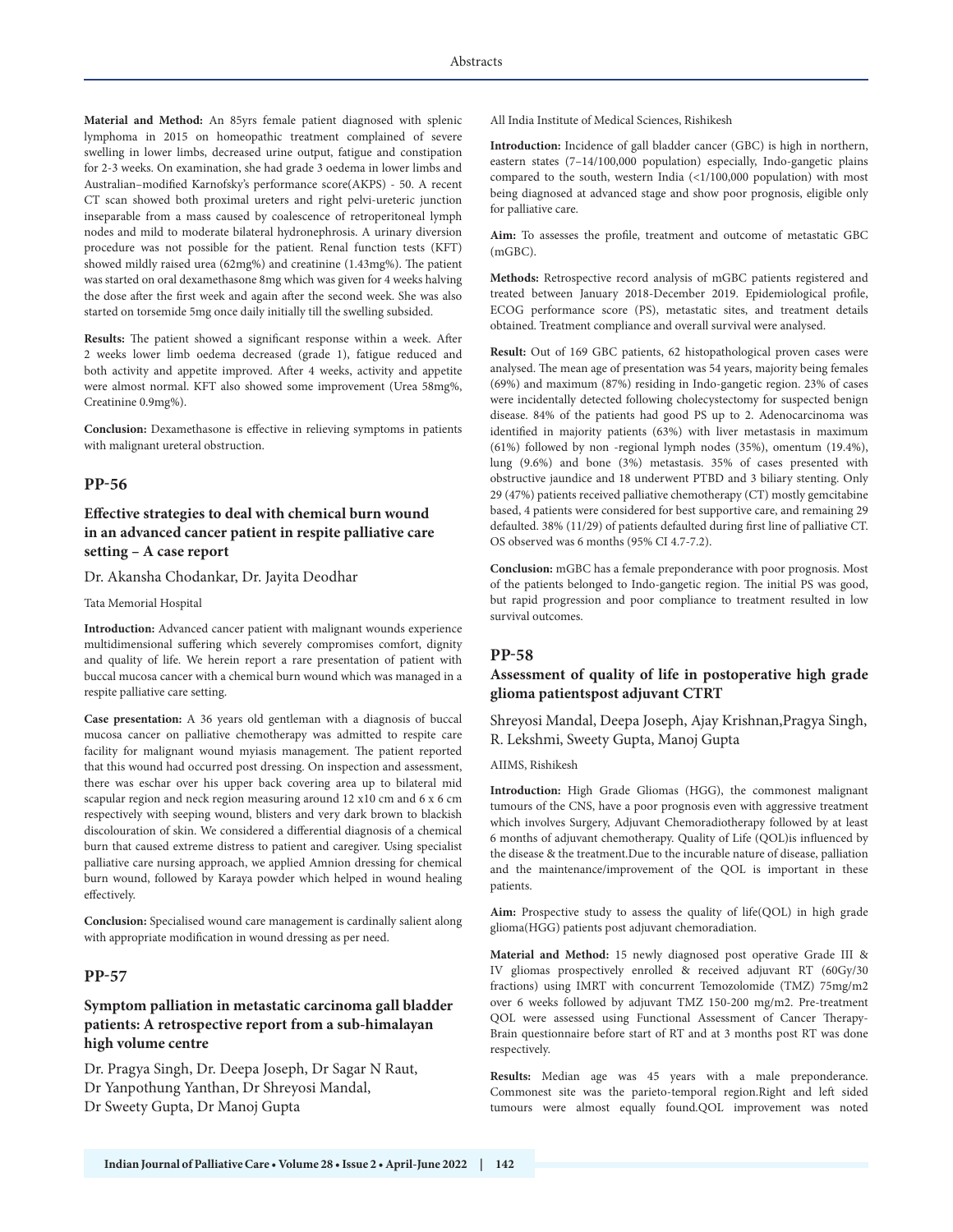**Material and Method:** An 85yrs female patient diagnosed with splenic lymphoma in 2015 on homeopathic treatment complained of severe swelling in lower limbs, decreased urine output, fatigue and constipation for 2-3 weeks. On examination, she had grade 3 oedema in lower limbs and Australian–modified Karnofsky's performance score(AKPS) - 50. A recent CT scan showed both proximal ureters and right pelvi-ureteric junction inseparable from a mass caused by coalescence of retroperitoneal lymph nodes and mild to moderate bilateral hydronephrosis. A urinary diversion procedure was not possible for the patient. Renal function tests (KFT) showed mildly raised urea (62mg%) and creatinine (1.43mg%). The patient was started on oral dexamethasone 8mg which was given for 4 weeks halving the dose after the first week and again after the second week. She was also started on torsemide 5mg once daily initially till the swelling subsided.

**Results:** The patient showed a significant response within a week. After 2 weeks lower limb oedema decreased (grade 1), fatigue reduced and both activity and appetite improved. After 4 weeks, activity and appetite were almost normal. KFT also showed some improvement (Urea 58mg%, Creatinine 0.9mg%).

**Conclusion:** Dexamethasone is effective in relieving symptoms in patients with malignant ureteral obstruction.

## PP-56

### Effective strategies to deal with chemical burn wound in an advanced cancer patient in respite palliative care setting – A case report

Dr. Akansha Chodankar, Dr. Jayita Deodhar

Tata Memorial Hospital

**Introduction:** Advanced cancer patient with malignant wounds experience multidimensional suffering which severely compromises comfort, dignity and quality of life. We herein report a rare presentation of patient with buccal mucosa cancer with a chemical burn wound which was managed in a respite palliative care setting.

**Case presentation:** A 36 years old gentleman with a diagnosis of buccal mucosa cancer on palliative chemotherapy was admitted to respite care facility for malignant wound myiasis management. The patient reported that this wound had occurred post dressing. On inspection and assessment, there was eschar over his upper back covering area up to bilateral mid scapular region and neck region measuring around 12 x10 cm and 6 x 6 cm respectively with seeping wound, blisters and very dark brown to blackish discolouration of skin. We considered a differential diagnosis of a chemical burn that caused extreme distress to patient and caregiver. Using specialist palliative care nursing approach, we applied Amnion dressing for chemical burn wound, followed by Karaya powder which helped in wound healing effectively.

**Conclusion:** Specialised wound care management is cardinally salient along with appropriate modification in wound dressing as per need.

## PP-57

### Symptom palliation in metastatic carcinoma gall bladder patients: A retrospective report from a sub-himalayan high volume centre

Dr. Pragya Singh, Dr. Deepa Joseph, Dr Sagar N Raut, Dr Yanpothung Yanthan, Dr Shreyosi Mandal, Dr Sweety Gupta, Dr Manoj Gupta

All India Institute of Medical Sciences, Rishikesh

**Introduction:** Incidence of gall bladder cancer (GBC) is high in northern, eastern states (7–14/100,000 population) especially, Indo-gangetic plains compared to the south, western India (<1/100,000 population) with most being diagnosed at advanced stage and show poor prognosis, eligible only for palliative care.

**Aim:** To assesses the profile, treatment and outcome of metastatic GBC (mGBC).

**Methods:** Retrospective record analysis of mGBC patients registered and treated between January 2018-December 2019. Epidemiological profile, ECOG performance score (PS), metastatic sites, and treatment details obtained. Treatment compliance and overall survival were analysed.

**Result:** Out of 169 GBC patients, 62 histopathological proven cases were analysed. The mean age of presentation was 54 years, majority being females (69%) and maximum (87%) residing in Indo-gangetic region. 23% of cases were incidentally detected following cholecystectomy for suspected benign disease. 84% of the patients had good PS up to 2. Adenocarcinoma was identified in majority patients (63%) with liver metastasis in maximum (61%) followed by non -regional lymph nodes (35%), omentum (19.4%), lung (9.6%) and bone (3%) metastasis. 35% of cases presented with obstructive jaundice and 18 underwent PTBD and 3 biliary stenting. Only 29 (47%) patients received palliative chemotherapy (CT) mostly gemcitabine based, 4 patients were considered for best supportive care, and remaining 29 defaulted. 38% (11/29) of patients defaulted during first line of palliative CT. OS observed was 6 months (95% CI 4.7-7.2).

**Conclusion:** mGBC has a female preponderance with poor prognosis. Most of the patients belonged to Indo-gangetic region. The initial PS was good, but rapid progression and poor compliance to treatment resulted in low survival outcomes.

## PP-58

### Assessment of quality of life in postoperative high grade glioma patientspost adjuvant CTRT

Shreyosi Mandal, Deepa Joseph, Ajay Krishnan,Pragya Singh, R. Lekshmi, Sweety Gupta, Manoj Gupta

AIIMS, Rishikesh

**Introduction:** High Grade Gliomas (HGG), the commonest malignant tumours of the CNS, have a poor prognosis even with aggressive treatment which involves Surgery, Adjuvant Chemoradiotherapy followed by at least 6 months of adjuvant chemotherapy. Quality of Life (QOL)is influenced by the disease & the treatment.Due to the incurable nature of disease, palliation and the maintenance/improvement of the QOL is important in these patients.

**Aim:** Prospective study to assess the quality of life(QOL) in high grade glioma(HGG) patients post adjuvant chemoradiation.

**Material and Method:** 15 newly diagnosed post operative Grade III & IV gliomas prospectively enrolled & received adjuvant RT (60Gy/30 fractions) using IMRT with concurrent Temozolomide (TMZ) 75mg/m2 over 6 weeks followed by adjuvant TMZ 150-200 mg/m2. Pre-treatment QOL were assessed using Functional Assessment of Cancer Therapy-Brain questionnaire before start of RT and at 3 months post RT was done respectively.

**Results:** Median age was 45 years with a male preponderance. Commonest site was the parieto-temporal region.Right and left sided tumours were almost equally found.QOL improvement was noted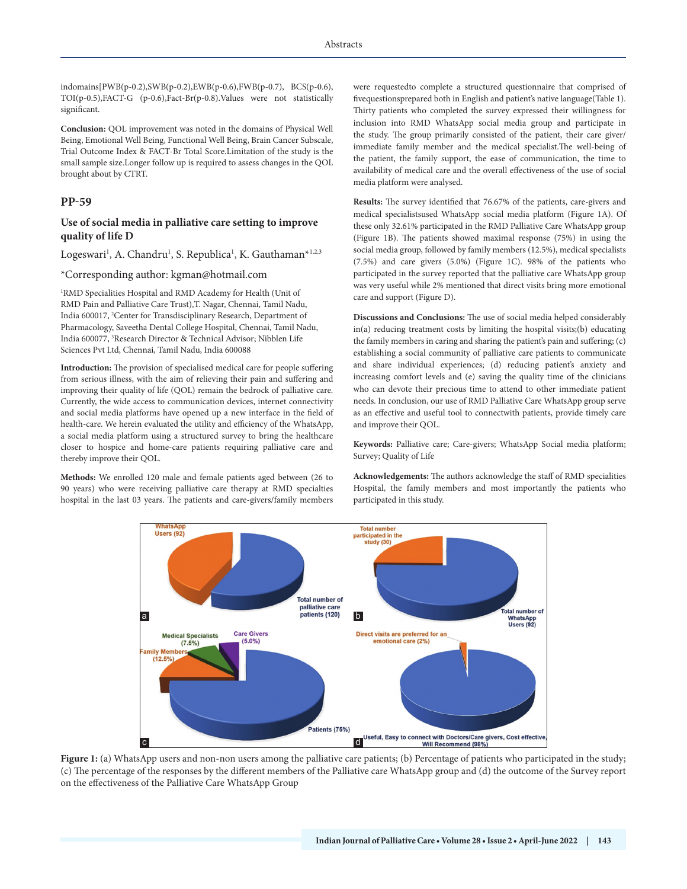indomains[PWB(p-0.2),SWB(p-0.2),EWB(p-0.6),FWB(p-0.7), BCS(p-0.6), TOI(p-0.5),FACT-G (p-0.6),Fact-Br(p-0.8).Values were not statistically significant.

**Conclusion:** QOL improvement was noted in the domains of Physical Well Being, Emotional Well Being, Functional Well Being, Brain Cancer Subscale, Trial Outcome Index & FACT-Br Total Score.Limitation of the study is the small sample size.Longer follow up is required to assess changes in the QOL brought about by CTRT.

## PP-59

### Use of social media in palliative care setting to improve quality of life D

Logeswari[1], A. Chandru[1], S. Republica[1], K. Gauthaman*[1,2,3]

*Corresponding author: kgman@hotmail.com

[1]RMD Specialities Hospital and RMD Academy for Health (Unit of RMD Pain and Palliative Care Trust),T. Nagar, Chennai, Tamil Nadu, India 600017, [2]Center for Transdisciplinary Research, Department of Pharmacology, Saveetha Dental College Hospital, Chennai, Tamil Nadu, India 600077, [3]Research Director & Technical Advisor; Nibblen Life Sciences Pvt Ltd, Chennai, Tamil Nadu, India 600088

**Introduction:** The provision of specialised medical care for people suffering from serious illness, with the aim of relieving their pain and suffering and improving their quality of life (QOL) remain the bedrock of palliative care. Currently, the wide access to communication devices, internet connectivity and social media platforms have opened up a new interface in the field of health-care. We herein evaluated the utility and efficiency of the WhatsApp, a social media platform using a structured survey to bring the healthcare closer to hospice and home-care patients requiring palliative care and thereby improve their QOL.

**Methods:** We enrolled 120 male and female patients aged between (26 to 90 years) who were receiving palliative care therapy at RMD specialties hospital in the last 03 years. The patients and care-givers/family members were requestedto complete a structured questionnaire that comprised of fivequestionsprepared both in English and patient's native language(Table 1). Thirty patients who completed the survey expressed their willingness for inclusion into RMD WhatsApp social media group and participate in the study. The group primarily consisted of the patient, their care giver/ immediate family member and the medical specialist.The well-being of the patient, the family support, the ease of communication, the time to availability of medical care and the overall effectiveness of the use of social media platform were analysed.

**Results:** The survey identified that 76.67% of the patients, care-givers and medical specialistsused WhatsApp social media platform (Figure 1A). Of these only 32.61% participated in the RMD Palliative Care WhatsApp group (Figure 1B). The patients showed maximal response (75%) in using the social media group, followed by family members (12.5%), medical specialists (7.5%) and care givers (5.0%) (Figure 1C). 98% of the patients who participated in the survey reported that the palliative care WhatsApp group was very useful while 2% mentioned that direct visits bring more emotional care and support (Figure D).

**Discussions and Conclusions:** The use of social media helped considerably in(a) reducing treatment costs by limiting the hospital visits;(b) educating the family members in caring and sharing the patient's pain and suffering; (c) establishing a social community of palliative care patients to communicate and share individual experiences; (d) reducing patient's anxiety and increasing comfort levels and (e) saving the quality time of the clinicians who can devote their precious time to attend to other immediate patient needs. In conclusion, our use of RMD Palliative Care WhatsApp group serve as an effective and useful tool to connectwith patients, provide timely care and improve their QOL.

**Keywords:** Palliative care; Care-givers; WhatsApp Social media platform; Survey; Quality of Life

**Acknowledgements:** The authors acknowledge the staff of RMD specialities Hospital, the family members and most importantly the patients who participated in this study.

**Figure 1:** (a) WhatsApp users and non-non users among the palliative care patients; (b) Percentage of patients who participated in the study; (c) The percentage of the responses by the different members of the Palliative care WhatsApp group and (d) the outcome of the Survey report on the effectiveness of the Palliative Care WhatsApp Group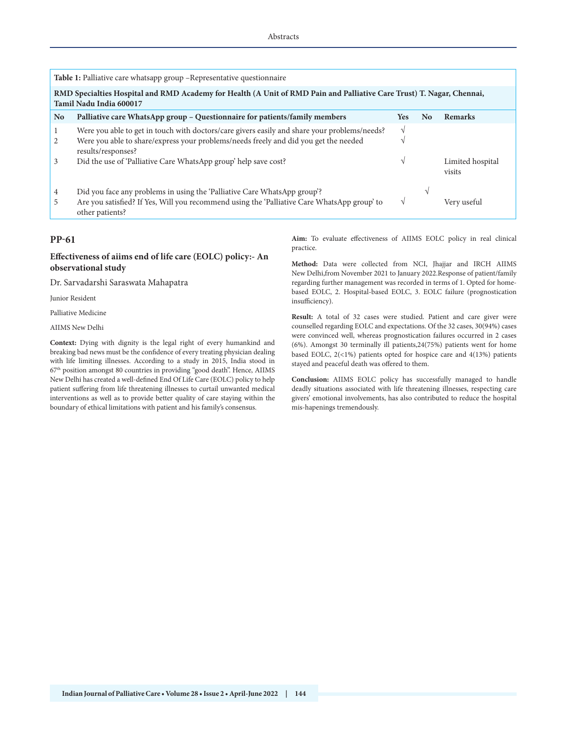**Table 1:** Palliative care whatsapp group –Representative questionnaire

| No | Palliative care WhatsApp group – Questionnaire for patients/family members | Yes | No | Remarks |
|---|---|---|---|---|
| | **RMD Specialties Hospital and RMD Academy for Health (A Unit of RMD Pain and Palliative Care Trust) T. Nagar, Chennai, Tamil Nadu India 600017** | | | |
| 1 | Were you able to get in touch with doctors/care givers easily and share your problems/needs? | √ | | |
| 2 | Were you able to share/express your problems/needs freely and did you get the needed results/responses? | √ | | |
| 3 | Did the use of 'Palliative Care WhatsApp group' help save cost? | √ | | Limited hospital visits |
| 4 | Did you face any problems in using the 'Palliative Care WhatsApp group'? | | √ | |
| 5 | Are you satisfied? If Yes, Will you recommend using the 'Palliative Care WhatsApp group' to other patients? | √ | | Very useful |

## PP-61

### Effectiveness of aiims end of life care (EOLC) policy:- An observational study

Dr. Sarvadarshi Saraswata Mahapatra

Junior Resident

Palliative Medicine

AIIMS New Delhi

**Context:** Dying with dignity is the legal right of every humankind and breaking bad news must be the confidence of every treating physician dealing with life limiting illnesses. According to a study in 2015, India stood in 67th position amongst 80 countries in providing "good death". Hence, AIIMS New Delhi has created a well-defined End Of Life Care (EOLC) policy to help patient suffering from life threatening illnesses to curtail unwanted medical interventions as well as to provide better quality of care staying within the boundary of ethical limitations with patient and his family's consensus.

**Aim:** To evaluate effectiveness of AIIMS EOLC policy in real clinical practice.

**Method:** Data were collected from NCI, Jhajjar and IRCH AIIMS New Delhi,from November 2021 to January 2022.Response of patient/family regarding further management was recorded in terms of 1. Opted for home-based EOLC, 2. Hospital-based EOLC, 3. EOLC failure (prognostication insufficiency).

**Result:** A total of 32 cases were studied. Patient and care giver were counselled regarding EOLC and expectations. Of the 32 cases, 30(94%) cases were convinced well, whereas prognostication failures occurred in 2 cases (6%). Amongst 30 terminally ill patients,24(75%) patients went for home based EOLC, 2(<1%) patients opted for hospice care and 4(13%) patients stayed and peaceful death was offered to them.

**Conclusion:** AIIMS EOLC policy has successfully managed to handle deadly situations associated with life threatening illnesses, respecting care givers' emotional involvements, has also contributed to reduce the hospital mis-hapenings tremendously.